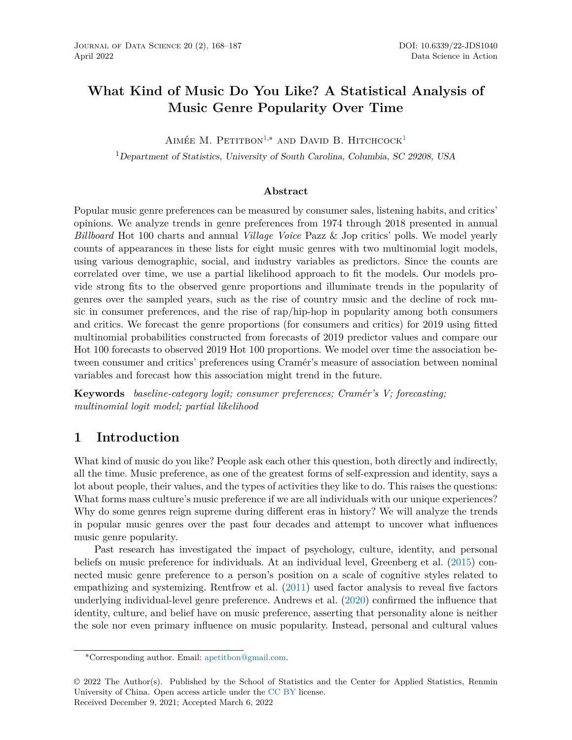# What Kind of Music Do You Like? A Statistical Analysis of Music Genre Popularity Over Time

Aimée M. Petitbon[1,*] and David B. Hitchcock[1]

[1]*Department of Statistics, University of South Carolina, Columbia, SC 29208, USA*

### Abstract

Popular music genre preferences can be measured by consumer sales, listening habits, and critics' opinions. We analyze trends in genre preferences from 1974 through 2018 presented in annual *Billboard* Hot 100 charts and annual *Village Voice* Pazz & Jop critics' polls. We model yearly counts of appearances in these lists for eight music genres with two multinomial logit models, using various demographic, social, and industry variables as predictors. Since the counts are correlated over time, we use a partial likelihood approach to fit the models. Our models provide strong fits to the observed genre proportions and illuminate trends in the popularity of genres over the sampled years, such as the rise of country music and the decline of rock music in consumer preferences, and the rise of rap/hip-hop in popularity among both consumers and critics. We forecast the genre proportions (for consumers and critics) for 2019 using fitted multinomial probabilities constructed from forecasts of 2019 predictor values and compare our Hot 100 forecasts to observed 2019 Hot 100 proportions. We model over time the association between consumer and critics' preferences using Cramér's measure of association between nominal variables and forecast how this association might trend in the future.

**Keywords** *baseline-category logit; consumer preferences; Cramér's V; forecasting; multinomial logit model; partial likelihood*

## 1 Introduction

What kind of music do you like? People ask each other this question, both directly and indirectly, all the time. Music preference, as one of the greatest forms of self-expression and identity, says a lot about people, their values, and the types of activities they like to do. This raises the questions: What forms mass culture's music preference if we are all individuals with our unique experiences? Why do some genres reign supreme during different eras in history? We will analyze the trends in popular music genres over the past four decades and attempt to uncover what influences music genre popularity.

Past research has investigated the impact of psychology, culture, identity, and personal beliefs on music preference for individuals. At an individual level, Greenberg et al. (2015) connected music genre preference to a person's position on a scale of cognitive styles related to empathizing and systemizing. Rentfrow et al. (2011) used factor analysis to reveal five factors underlying individual-level genre preference. Andrews et al. (2020) confirmed the influence that identity, culture, and belief have on music preference, asserting that personality alone is neither the sole nor even primary influence on music popularity. Instead, personal and cultural values

---

*Corresponding author. Email: apetitbon@gmail.com.

© 2022 The Author(s). Published by the School of Statistics and the Center for Applied Statistics, Renmin University of China. Open access article under the CC BY license.
Received December 9, 2021; Accepted March 6, 2022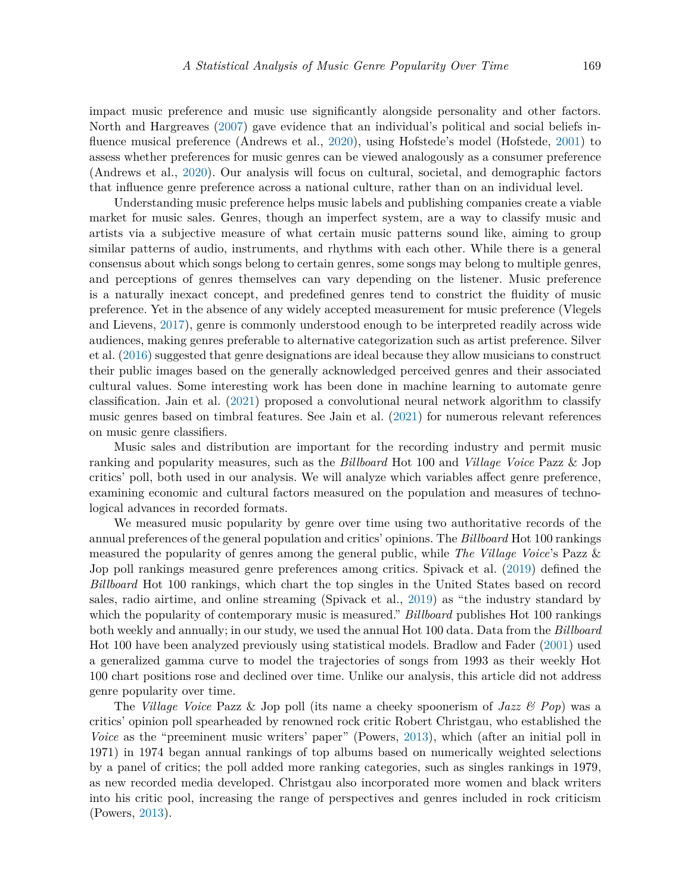impact music preference and music use significantly alongside personality and other factors. North and Hargreaves (2007) gave evidence that an individual's political and social beliefs influence musical preference (Andrews et al., 2020), using Hofstede's model (Hofstede, 2001) to assess whether preferences for music genres can be viewed analogously as a consumer preference (Andrews et al., 2020). Our analysis will focus on cultural, societal, and demographic factors that influence genre preference across a national culture, rather than on an individual level.

Understanding music preference helps music labels and publishing companies create a viable market for music sales. Genres, though an imperfect system, are a way to classify music and artists via a subjective measure of what certain music patterns sound like, aiming to group similar patterns of audio, instruments, and rhythms with each other. While there is a general consensus about which songs belong to certain genres, some songs may belong to multiple genres, and perceptions of genres themselves can vary depending on the listener. Music preference is a naturally inexact concept, and predefined genres tend to constrict the fluidity of music preference. Yet in the absence of any widely accepted measurement for music preference (Vlegels and Lievens, 2017), genre is commonly understood enough to be interpreted readily across wide audiences, making genres preferable to alternative categorization such as artist preference. Silver et al. (2016) suggested that genre designations are ideal because they allow musicians to construct their public images based on the generally acknowledged perceived genres and their associated cultural values. Some interesting work has been done in machine learning to automate genre classification. Jain et al. (2021) proposed a convolutional neural network algorithm to classify music genres based on timbral features. See Jain et al. (2021) for numerous relevant references on music genre classifiers.

Music sales and distribution are important for the recording industry and permit music ranking and popularity measures, such as the *Billboard* Hot 100 and *Village Voice* Pazz & Jop critics' poll, both used in our analysis. We will analyze which variables affect genre preference, examining economic and cultural factors measured on the population and measures of technological advances in recorded formats.

We measured music popularity by genre over time using two authoritative records of the annual preferences of the general population and critics' opinions. The *Billboard* Hot 100 rankings measured the popularity of genres among the general public, while *The Village Voice*'s Pazz & Jop poll rankings measured genre preferences among critics. Spivack et al. (2019) defined the *Billboard* Hot 100 rankings, which chart the top singles in the United States based on record sales, radio airtime, and online streaming (Spivack et al., 2019) as "the industry standard by which the popularity of contemporary music is measured." *Billboard* publishes Hot 100 rankings both weekly and annually; in our study, we used the annual Hot 100 data. Data from the *Billboard* Hot 100 have been analyzed previously using statistical models. Bradlow and Fader (2001) used a generalized gamma curve to model the trajectories of songs from 1993 as their weekly Hot 100 chart positions rose and declined over time. Unlike our analysis, this article did not address genre popularity over time.

The *Village Voice* Pazz & Jop poll (its name a cheeky spoonerism of *Jazz & Pop*) was a critics' opinion poll spearheaded by renowned rock critic Robert Christgau, who established the *Voice* as the "preeminent music writers' paper" (Powers, 2013), which (after an initial poll in 1971) in 1974 began annual rankings of top albums based on numerically weighted selections by a panel of critics; the poll added more ranking categories, such as singles rankings in 1979, as new recorded media developed. Christgau also incorporated more women and black writers into his critic pool, increasing the range of perspectives and genres included in rock criticism (Powers, 2013).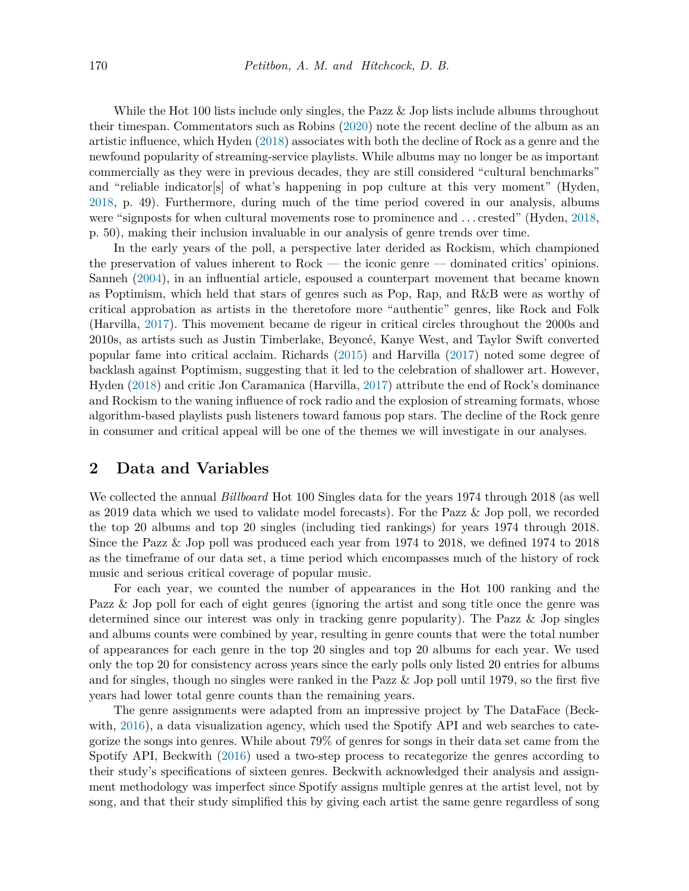While the Hot 100 lists include only singles, the Pazz & Jop lists include albums throughout their timespan. Commentators such as Robins (2020) note the recent decline of the album as an artistic influence, which Hyden (2018) associates with both the decline of Rock as a genre and the newfound popularity of streaming-service playlists. While albums may no longer be as important commercially as they were in previous decades, they are still considered "cultural benchmarks" and "reliable indicator[s] of what's happening in pop culture at this very moment" (Hyden, 2018, p. 49). Furthermore, during much of the time period covered in our analysis, albums were "signposts for when cultural movements rose to prominence and . . . crested" (Hyden, 2018, p. 50), making their inclusion invaluable in our analysis of genre trends over time.

In the early years of the poll, a perspective later derided as Rockism, which championed the preservation of values inherent to Rock — the iconic genre — dominated critics' opinions. Sanneh (2004), in an influential article, espoused a counterpart movement that became known as Poptimism, which held that stars of genres such as Pop, Rap, and R&B were as worthy of critical approbation as artists in the theretofore more "authentic" genres, like Rock and Folk (Harvilla, 2017). This movement became de rigeur in critical circles throughout the 2000s and 2010s, as artists such as Justin Timberlake, Beyoncé, Kanye West, and Taylor Swift converted popular fame into critical acclaim. Richards (2015) and Harvilla (2017) noted some degree of backlash against Poptimism, suggesting that it led to the celebration of shallower art. However, Hyden (2018) and critic Jon Caramanica (Harvilla, 2017) attribute the end of Rock's dominance and Rockism to the waning influence of rock radio and the explosion of streaming formats, whose algorithm-based playlists push listeners toward famous pop stars. The decline of the Rock genre in consumer and critical appeal will be one of the themes we will investigate in our analyses.

## 2 Data and Variables

We collected the annual *Billboard* Hot 100 Singles data for the years 1974 through 2018 (as well as 2019 data which we used to validate model forecasts). For the Pazz & Jop poll, we recorded the top 20 albums and top 20 singles (including tied rankings) for years 1974 through 2018. Since the Pazz & Jop poll was produced each year from 1974 to 2018, we defined 1974 to 2018 as the timeframe of our data set, a time period which encompasses much of the history of rock music and serious critical coverage of popular music.

For each year, we counted the number of appearances in the Hot 100 ranking and the Pazz & Jop poll for each of eight genres (ignoring the artist and song title once the genre was determined since our interest was only in tracking genre popularity). The Pazz & Jop singles and albums counts were combined by year, resulting in genre counts that were the total number of appearances for each genre in the top 20 singles and top 20 albums for each year. We used only the top 20 for consistency across years since the early polls only listed 20 entries for albums and for singles, though no singles were ranked in the Pazz & Jop poll until 1979, so the first five years had lower total genre counts than the remaining years.

The genre assignments were adapted from an impressive project by The DataFace (Beckwith, 2016), a data visualization agency, which used the Spotify API and web searches to categorize the songs into genres. While about 79% of genres for songs in their data set came from the Spotify API, Beckwith (2016) used a two-step process to recategorize the genres according to their study's specifications of sixteen genres. Beckwith acknowledged their analysis and assignment methodology was imperfect since Spotify assigns multiple genres at the artist level, not by song, and that their study simplified this by giving each artist the same genre regardless of song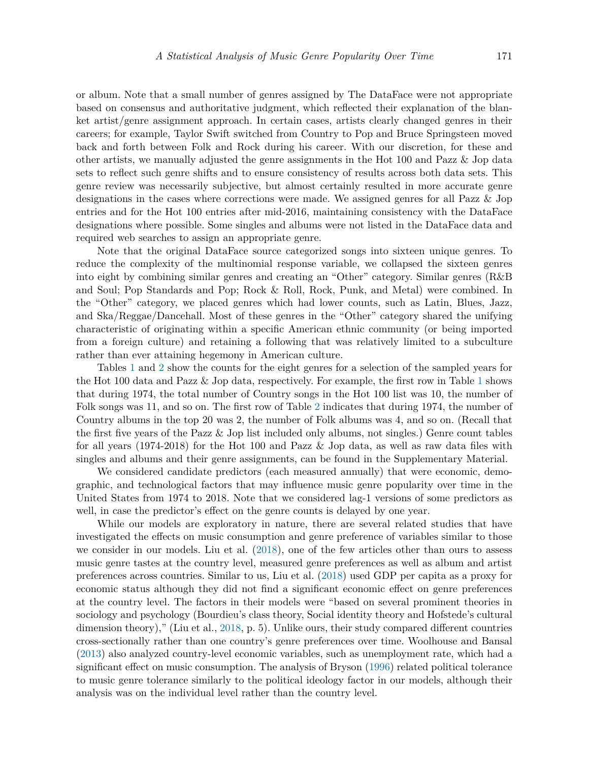or album. Note that a small number of genres assigned by The DataFace were not appropriate based on consensus and authoritative judgment, which reflected their explanation of the blanket artist/genre assignment approach. In certain cases, artists clearly changed genres in their careers; for example, Taylor Swift switched from Country to Pop and Bruce Springsteen moved back and forth between Folk and Rock during his career. With our discretion, for these and other artists, we manually adjusted the genre assignments in the Hot 100 and Pazz & Jop data sets to reflect such genre shifts and to ensure consistency of results across both data sets. This genre review was necessarily subjective, but almost certainly resulted in more accurate genre designations in the cases where corrections were made. We assigned genres for all Pazz & Jop entries and for the Hot 100 entries after mid-2016, maintaining consistency with the DataFace designations where possible. Some singles and albums were not listed in the DataFace data and required web searches to assign an appropriate genre.

Note that the original DataFace source categorized songs into sixteen unique genres. To reduce the complexity of the multinomial response variable, we collapsed the sixteen genres into eight by combining similar genres and creating an "Other" category. Similar genres (R&B and Soul; Pop Standards and Pop; Rock & Roll, Rock, Punk, and Metal) were combined. In the "Other" category, we placed genres which had lower counts, such as Latin, Blues, Jazz, and Ska/Reggae/Dancehall. Most of these genres in the "Other" category shared the unifying characteristic of originating within a specific American ethnic community (or being imported from a foreign culture) and retaining a following that was relatively limited to a subculture rather than ever attaining hegemony in American culture.

Tables 1 and 2 show the counts for the eight genres for a selection of the sampled years for the Hot 100 data and Pazz & Jop data, respectively. For example, the first row in Table 1 shows that during 1974, the total number of Country songs in the Hot 100 list was 10, the number of Folk songs was 11, and so on. The first row of Table 2 indicates that during 1974, the number of Country albums in the top 20 was 2, the number of Folk albums was 4, and so on. (Recall that the first five years of the Pazz & Jop list included only albums, not singles.) Genre count tables for all years (1974-2018) for the Hot 100 and Pazz & Jop data, as well as raw data files with singles and albums and their genre assignments, can be found in the Supplementary Material.

We considered candidate predictors (each measured annually) that were economic, demographic, and technological factors that may influence music genre popularity over time in the United States from 1974 to 2018. Note that we considered lag-1 versions of some predictors as well, in case the predictor's effect on the genre counts is delayed by one year.

While our models are exploratory in nature, there are several related studies that have investigated the effects on music consumption and genre preference of variables similar to those we consider in our models. Liu et al. (2018), one of the few articles other than ours to assess music genre tastes at the country level, measured genre preferences as well as album and artist preferences across countries. Similar to us, Liu et al. (2018) used GDP per capita as a proxy for economic status although they did not find a significant economic effect on genre preferences at the country level. The factors in their models were "based on several prominent theories in sociology and psychology (Bourdieu's class theory, Social identity theory and Hofstede's cultural dimension theory)," (Liu et al., 2018, p. 5). Unlike ours, their study compared different countries cross-sectionally rather than one country's genre preferences over time. Woolhouse and Bansal (2013) also analyzed country-level economic variables, such as unemployment rate, which had a significant effect on music consumption. The analysis of Bryson (1996) related political tolerance to music genre tolerance similarly to the political ideology factor in our models, although their analysis was on the individual level rather than the country level.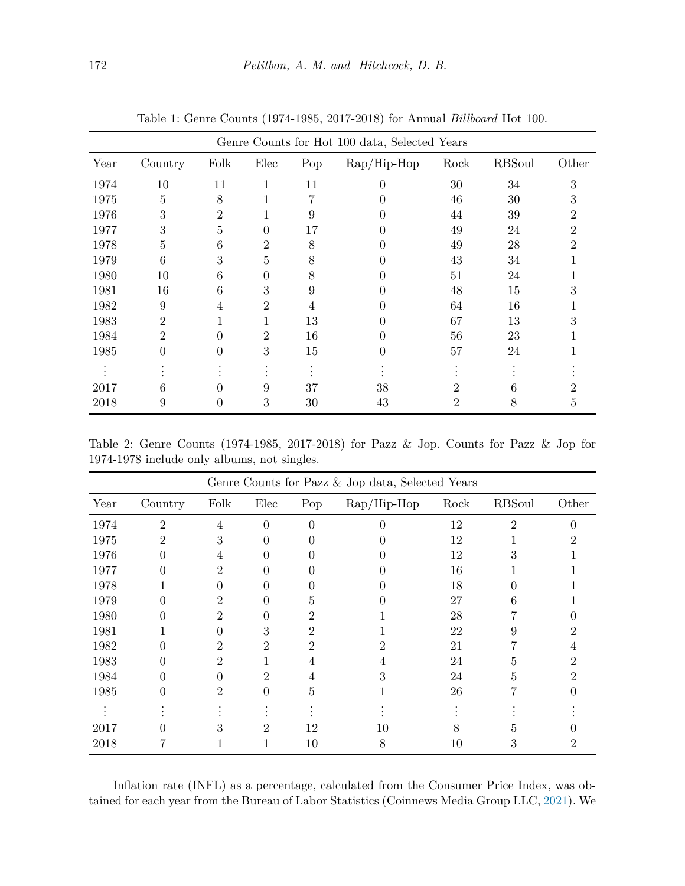Table 1: Genre Counts (1974-1985, 2017-2018) for Annual *Billboard* Hot 100.

| Genre Counts for Hot 100 data, Selected Years | | | | | | | | |
|---|---|---|---|---|---|---|---|---|
| Year | Country | Folk | Elec | Pop | Rap/Hip-Hop | Rock | RBSoul | Other |
| 1974 | 10 | 11 | 1 | 11 | 0 | 30 | 34 | 3 |
| 1975 | 5 | 8 | 1 | 7 | 0 | 46 | 30 | 3 |
| 1976 | 3 | 2 | 1 | 9 | 0 | 44 | 39 | 2 |
| 1977 | 3 | 5 | 0 | 17 | 0 | 49 | 24 | 2 |
| 1978 | 5 | 6 | 2 | 8 | 0 | 49 | 28 | 2 |
| 1979 | 6 | 3 | 5 | 8 | 0 | 43 | 34 | 1 |
| 1980 | 10 | 6 | 0 | 8 | 0 | 51 | 24 | 1 |
| 1981 | 16 | 6 | 3 | 9 | 0 | 48 | 15 | 3 |
| 1982 | 9 | 4 | 2 | 4 | 0 | 64 | 16 | 1 |
| 1983 | 2 | 1 | 1 | 13 | 0 | 67 | 13 | 3 |
| 1984 | 2 | 0 | 2 | 16 | 0 | 56 | 23 | 1 |
| 1985 | 0 | 0 | 3 | 15 | 0 | 57 | 24 | 1 |
| ⋮ | ⋮ | ⋮ | ⋮ | ⋮ | ⋮ | ⋮ | ⋮ | ⋮ |
| 2017 | 6 | 0 | 9 | 37 | 38 | 2 | 6 | 2 |
| 2018 | 9 | 0 | 3 | 30 | 43 | 2 | 8 | 5 |

Table 2: Genre Counts (1974-1985, 2017-2018) for Pazz & Jop. Counts for Pazz & Jop for 1974-1978 include only albums, not singles.

| Genre Counts for Pazz & Jop data, Selected Years | | | | | | | | |
|---|---|---|---|---|---|---|---|---|
| Year | Country | Folk | Elec | Pop | Rap/Hip-Hop | Rock | RBSoul | Other |
| 1974 | 2 | 4 | 0 | 0 | 0 | 12 | 2 | 0 |
| 1975 | 2 | 3 | 0 | 0 | 0 | 12 | 1 | 2 |
| 1976 | 0 | 4 | 0 | 0 | 0 | 12 | 3 | 1 |
| 1977 | 0 | 2 | 0 | 0 | 0 | 16 | 1 | 1 |
| 1978 | 1 | 0 | 0 | 0 | 0 | 18 | 0 | 1 |
| 1979 | 0 | 2 | 0 | 5 | 0 | 27 | 6 | 1 |
| 1980 | 0 | 2 | 0 | 2 | 1 | 28 | 7 | 0 |
| 1981 | 1 | 0 | 3 | 2 | 1 | 22 | 9 | 2 |
| 1982 | 0 | 2 | 2 | 2 | 2 | 21 | 7 | 4 |
| 1983 | 0 | 2 | 1 | 4 | 4 | 24 | 5 | 2 |
| 1984 | 0 | 0 | 2 | 4 | 3 | 24 | 5 | 2 |
| 1985 | 0 | 2 | 0 | 5 | 1 | 26 | 7 | 0 |
| ⋮ | ⋮ | ⋮ | ⋮ | ⋮ | ⋮ | ⋮ | ⋮ | ⋮ |
| 2017 | 0 | 3 | 2 | 12 | 10 | 8 | 5 | 0 |
| 2018 | 7 | 1 | 1 | 10 | 8 | 10 | 3 | 2 |

Inflation rate (INFL) as a percentage, calculated from the Consumer Price Index, was obtained for each year from the Bureau of Labor Statistics (Coinnews Media Group LLC, 2021). We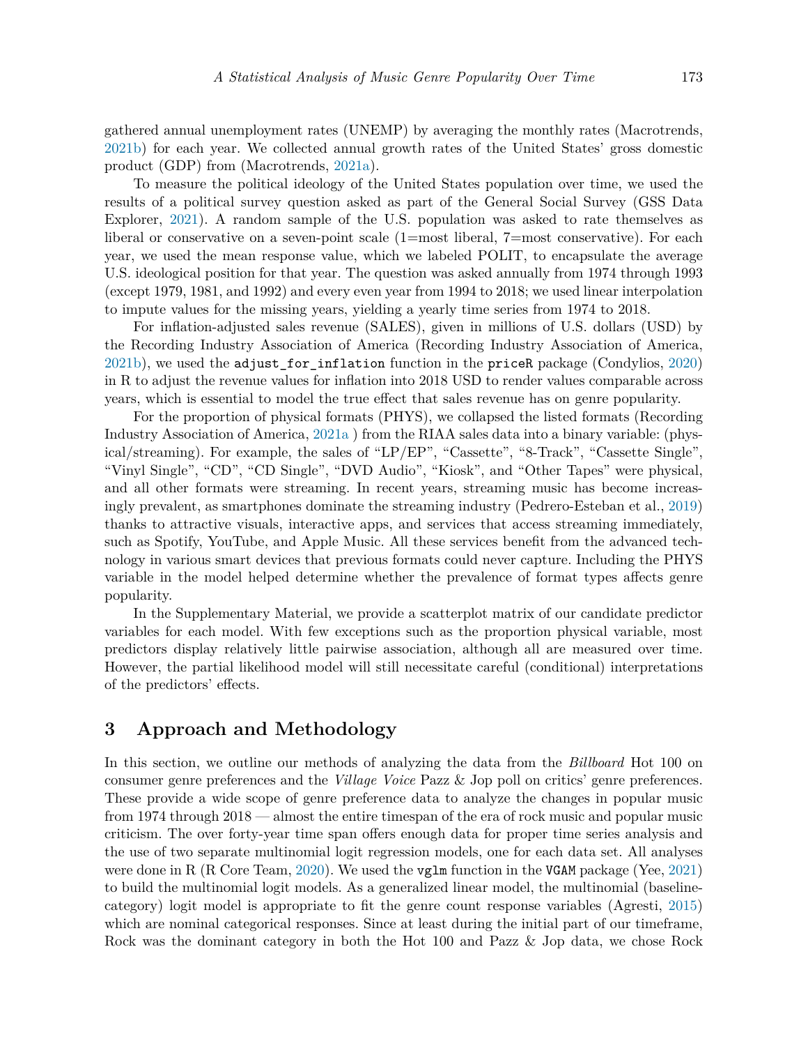gathered annual unemployment rates (UNEMP) by averaging the monthly rates (Macrotrends, 2021b) for each year. We collected annual growth rates of the United States' gross domestic product (GDP) from (Macrotrends, 2021a).

To measure the political ideology of the United States population over time, we used the results of a political survey question asked as part of the General Social Survey (GSS Data Explorer, 2021). A random sample of the U.S. population was asked to rate themselves as liberal or conservative on a seven-point scale (1=most liberal, 7=most conservative). For each year, we used the mean response value, which we labeled POLIT, to encapsulate the average U.S. ideological position for that year. The question was asked annually from 1974 through 1993 (except 1979, 1981, and 1992) and every even year from 1994 to 2018; we used linear interpolation to impute values for the missing years, yielding a yearly time series from 1974 to 2018.

For inflation-adjusted sales revenue (SALES), given in millions of U.S. dollars (USD) by the Recording Industry Association of America (Recording Industry Association of America, 2021b), we used the `adjust_for_inflation` function in the `priceR` package (Condylios, 2020) in R to adjust the revenue values for inflation into 2018 USD to render values comparable across years, which is essential to model the true effect that sales revenue has on genre popularity.

For the proportion of physical formats (PHYS), we collapsed the listed formats (Recording Industry Association of America, 2021a ) from the RIAA sales data into a binary variable: (physical/streaming). For example, the sales of "LP/EP", "Cassette", "8-Track", "Cassette Single", "Vinyl Single", "CD", "CD Single", "DVD Audio", "Kiosk", and "Other Tapes" were physical, and all other formats were streaming. In recent years, streaming music has become increasingly prevalent, as smartphones dominate the streaming industry (Pedrero-Esteban et al., 2019) thanks to attractive visuals, interactive apps, and services that access streaming immediately, such as Spotify, YouTube, and Apple Music. All these services benefit from the advanced technology in various smart devices that previous formats could never capture. Including the PHYS variable in the model helped determine whether the prevalence of format types affects genre popularity.

In the Supplementary Material, we provide a scatterplot matrix of our candidate predictor variables for each model. With few exceptions such as the proportion physical variable, most predictors display relatively little pairwise association, although all are measured over time. However, the partial likelihood model will still necessitate careful (conditional) interpretations of the predictors' effects.

## 3 Approach and Methodology

In this section, we outline our methods of analyzing the data from the *Billboard* Hot 100 on consumer genre preferences and the *Village Voice* Pazz & Jop poll on critics' genre preferences. These provide a wide scope of genre preference data to analyze the changes in popular music from 1974 through 2018 — almost the entire timespan of the era of rock music and popular music criticism. The over forty-year time span offers enough data for proper time series analysis and the use of two separate multinomial logit regression models, one for each data set. All analyses were done in R (R Core Team, 2020). We used the `vglm` function in the `VGAM` package (Yee, 2021) to build the multinomial logit models. As a generalized linear model, the multinomial (baseline-category) logit model is appropriate to fit the genre count response variables (Agresti, 2015) which are nominal categorical responses. Since at least during the initial part of our timeframe, Rock was the dominant category in both the Hot 100 and Pazz & Jop data, we chose Rock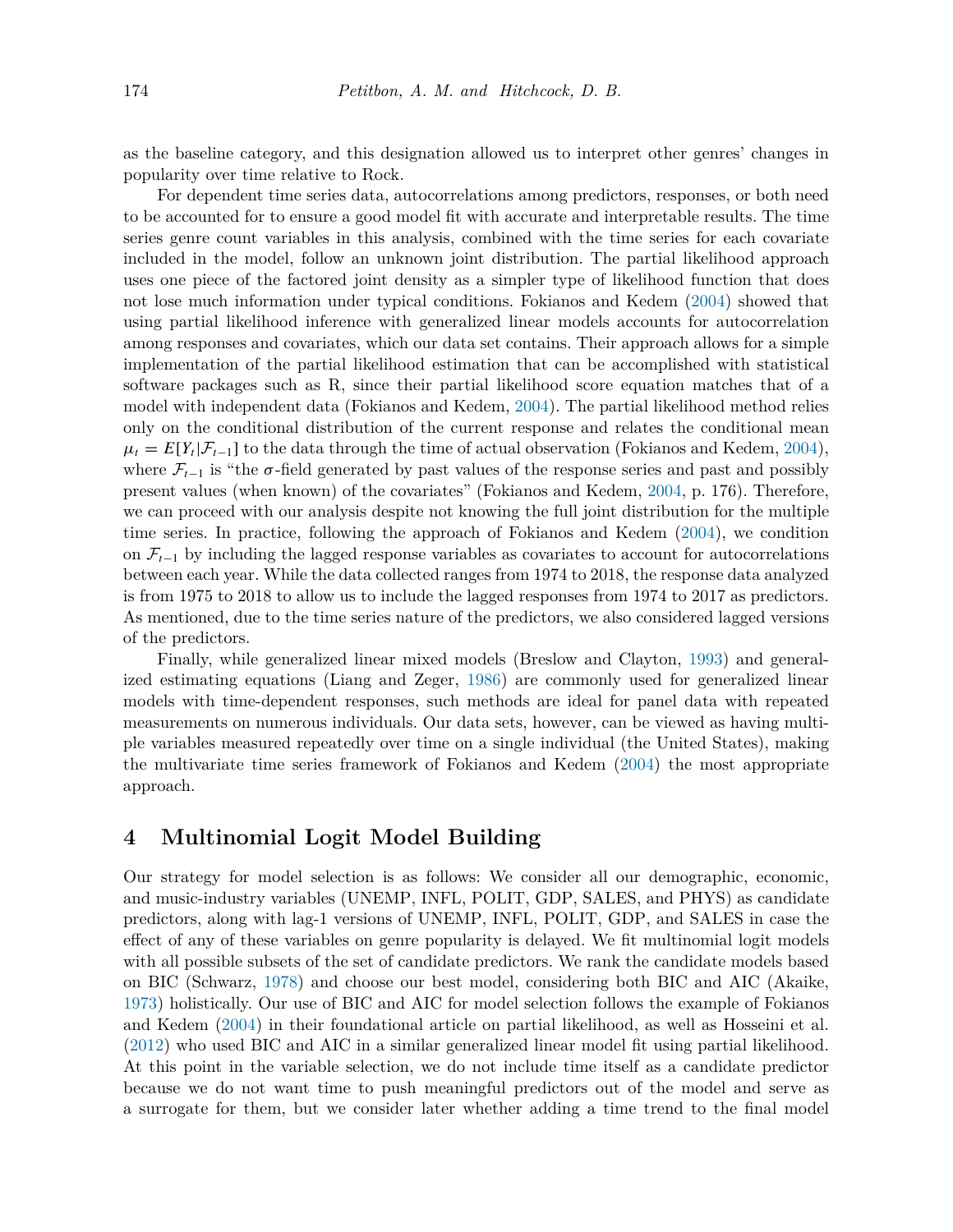as the baseline category, and this designation allowed us to interpret other genres' changes in popularity over time relative to Rock.

For dependent time series data, autocorrelations among predictors, responses, or both need to be accounted for to ensure a good model fit with accurate and interpretable results. The time series genre count variables in this analysis, combined with the time series for each covariate included in the model, follow an unknown joint distribution. The partial likelihood approach uses one piece of the factored joint density as a simpler type of likelihood function that does not lose much information under typical conditions. Fokianos and Kedem (2004) showed that using partial likelihood inference with generalized linear models accounts for autocorrelation among responses and covariates, which our data set contains. Their approach allows for a simple implementation of the partial likelihood estimation that can be accomplished with statistical software packages such as R, since their partial likelihood score equation matches that of a model with independent data (Fokianos and Kedem, 2004). The partial likelihood method relies only on the conditional distribution of the current response and relates the conditional mean $\mu_t = E[Y_t|\mathcal{F}_{t-1}]$ to the data through the time of actual observation (Fokianos and Kedem, 2004), where $\mathcal{F}_{t-1}$ is "the $\sigma$-field generated by past values of the response series and past and possibly present values (when known) of the covariates" (Fokianos and Kedem, 2004, p. 176). Therefore, we can proceed with our analysis despite not knowing the full joint distribution for the multiple time series. In practice, following the approach of Fokianos and Kedem (2004), we condition on $\mathcal{F}_{t-1}$ by including the lagged response variables as covariates to account for autocorrelations between each year. While the data collected ranges from 1974 to 2018, the response data analyzed is from 1975 to 2018 to allow us to include the lagged responses from 1974 to 2017 as predictors. As mentioned, due to the time series nature of the predictors, we also considered lagged versions of the predictors.

Finally, while generalized linear mixed models (Breslow and Clayton, 1993) and generalized estimating equations (Liang and Zeger, 1986) are commonly used for generalized linear models with time-dependent responses, such methods are ideal for panel data with repeated measurements on numerous individuals. Our data sets, however, can be viewed as having multiple variables measured repeatedly over time on a single individual (the United States), making the multivariate time series framework of Fokianos and Kedem (2004) the most appropriate approach.

## 4 Multinomial Logit Model Building

Our strategy for model selection is as follows: We consider all our demographic, economic, and music-industry variables (UNEMP, INFL, POLIT, GDP, SALES, and PHYS) as candidate predictors, along with lag-1 versions of UNEMP, INFL, POLIT, GDP, and SALES in case the effect of any of these variables on genre popularity is delayed. We fit multinomial logit models with all possible subsets of the set of candidate predictors. We rank the candidate models based on BIC (Schwarz, 1978) and choose our best model, considering both BIC and AIC (Akaike, 1973) holistically. Our use of BIC and AIC for model selection follows the example of Fokianos and Kedem (2004) in their foundational article on partial likelihood, as well as Hosseini et al. (2012) who used BIC and AIC in a similar generalized linear model fit using partial likelihood. At this point in the variable selection, we do not include time itself as a candidate predictor because we do not want time to push meaningful predictors out of the model and serve as a surrogate for them, but we consider later whether adding a time trend to the final model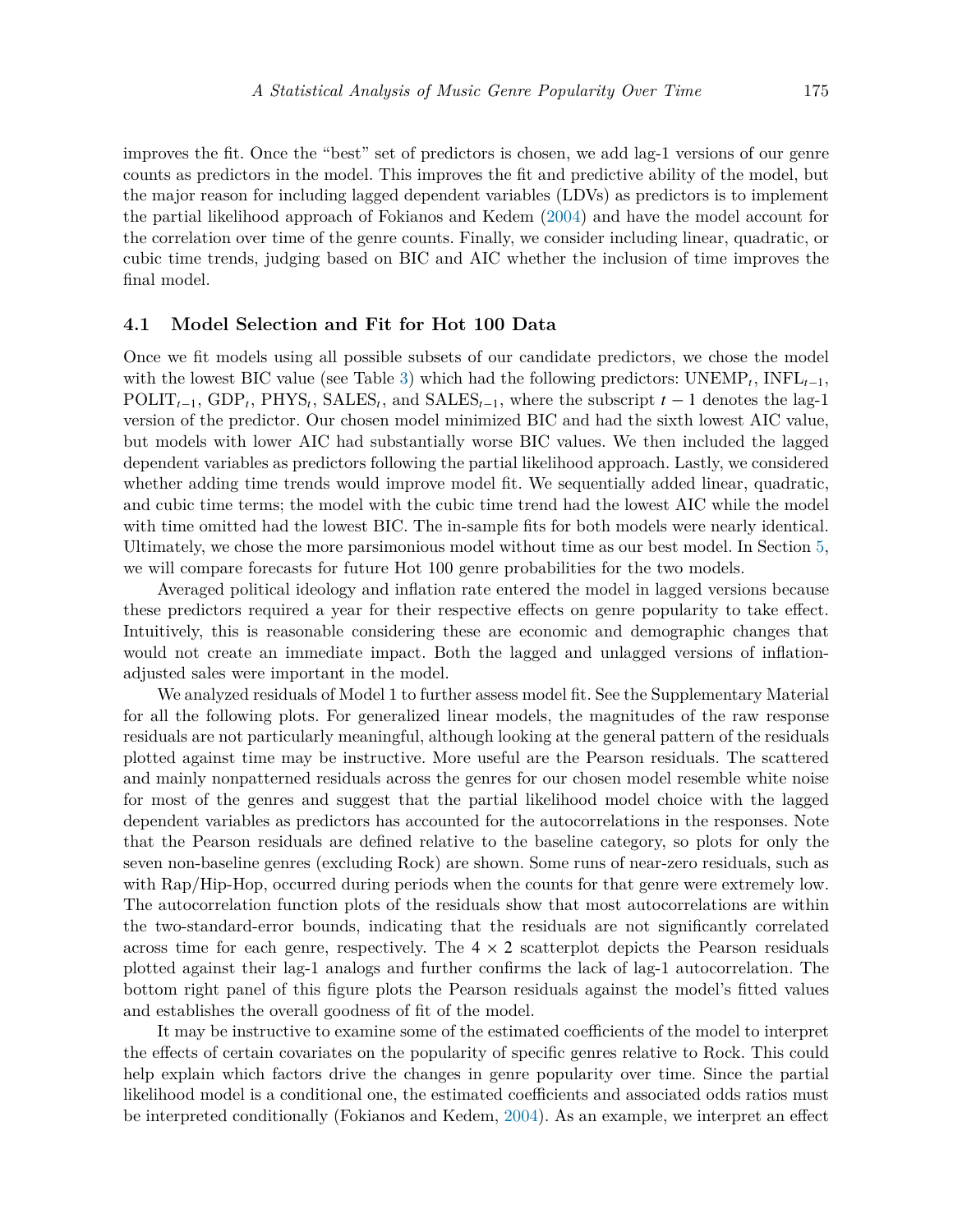improves the fit. Once the "best" set of predictors is chosen, we add lag-1 versions of our genre counts as predictors in the model. This improves the fit and predictive ability of the model, but the major reason for including lagged dependent variables (LDVs) as predictors is to implement the partial likelihood approach of Fokianos and Kedem (2004) and have the model account for the correlation over time of the genre counts. Finally, we consider including linear, quadratic, or cubic time trends, judging based on BIC and AIC whether the inclusion of time improves the final model.

### 4.1 Model Selection and Fit for Hot 100 Data

Once we fit models using all possible subsets of our candidate predictors, we chose the model with the lowest BIC value (see Table 3) which had the following predictors: $\text{UNEMP}_t$, $\text{INFL}_{t-1}$, $\text{POLIT}_{t-1}$, $\text{GDP}_t$, $\text{PHYS}_t$, $\text{SALES}_t$, and $\text{SALES}_{t-1}$, where the subscript $t-1$ denotes the lag-1 version of the predictor. Our chosen model minimized BIC and had the sixth lowest AIC value, but models with lower AIC had substantially worse BIC values. We then included the lagged dependent variables as predictors following the partial likelihood approach. Lastly, we considered whether adding time trends would improve model fit. We sequentially added linear, quadratic, and cubic time terms; the model with the cubic time trend had the lowest AIC while the model with time omitted had the lowest BIC. The in-sample fits for both models were nearly identical. Ultimately, we chose the more parsimonious model without time as our best model. In Section 5, we will compare forecasts for future Hot 100 genre probabilities for the two models.

Averaged political ideology and inflation rate entered the model in lagged versions because these predictors required a year for their respective effects on genre popularity to take effect. Intuitively, this is reasonable considering these are economic and demographic changes that would not create an immediate impact. Both the lagged and unlagged versions of inflation-adjusted sales were important in the model.

We analyzed residuals of Model 1 to further assess model fit. See the Supplementary Material for all the following plots. For generalized linear models, the magnitudes of the raw response residuals are not particularly meaningful, although looking at the general pattern of the residuals plotted against time may be instructive. More useful are the Pearson residuals. The scattered and mainly nonpatterned residuals across the genres for our chosen model resemble white noise for most of the genres and suggest that the partial likelihood model choice with the lagged dependent variables as predictors has accounted for the autocorrelations in the responses. Note that the Pearson residuals are defined relative to the baseline category, so plots for only the seven non-baseline genres (excluding Rock) are shown. Some runs of near-zero residuals, such as with Rap/Hip-Hop, occurred during periods when the counts for that genre were extremely low. The autocorrelation function plots of the residuals show that most autocorrelations are within the two-standard-error bounds, indicating that the residuals are not significantly correlated across time for each genre, respectively. The $4 \times 2$ scatterplot depicts the Pearson residuals plotted against their lag-1 analogs and further confirms the lack of lag-1 autocorrelation. The bottom right panel of this figure plots the Pearson residuals against the model's fitted values and establishes the overall goodness of fit of the model.

It may be instructive to examine some of the estimated coefficients of the model to interpret the effects of certain covariates on the popularity of specific genres relative to Rock. This could help explain which factors drive the changes in genre popularity over time. Since the partial likelihood model is a conditional one, the estimated coefficients and associated odds ratios must be interpreted conditionally (Fokianos and Kedem, 2004). As an example, we interpret an effect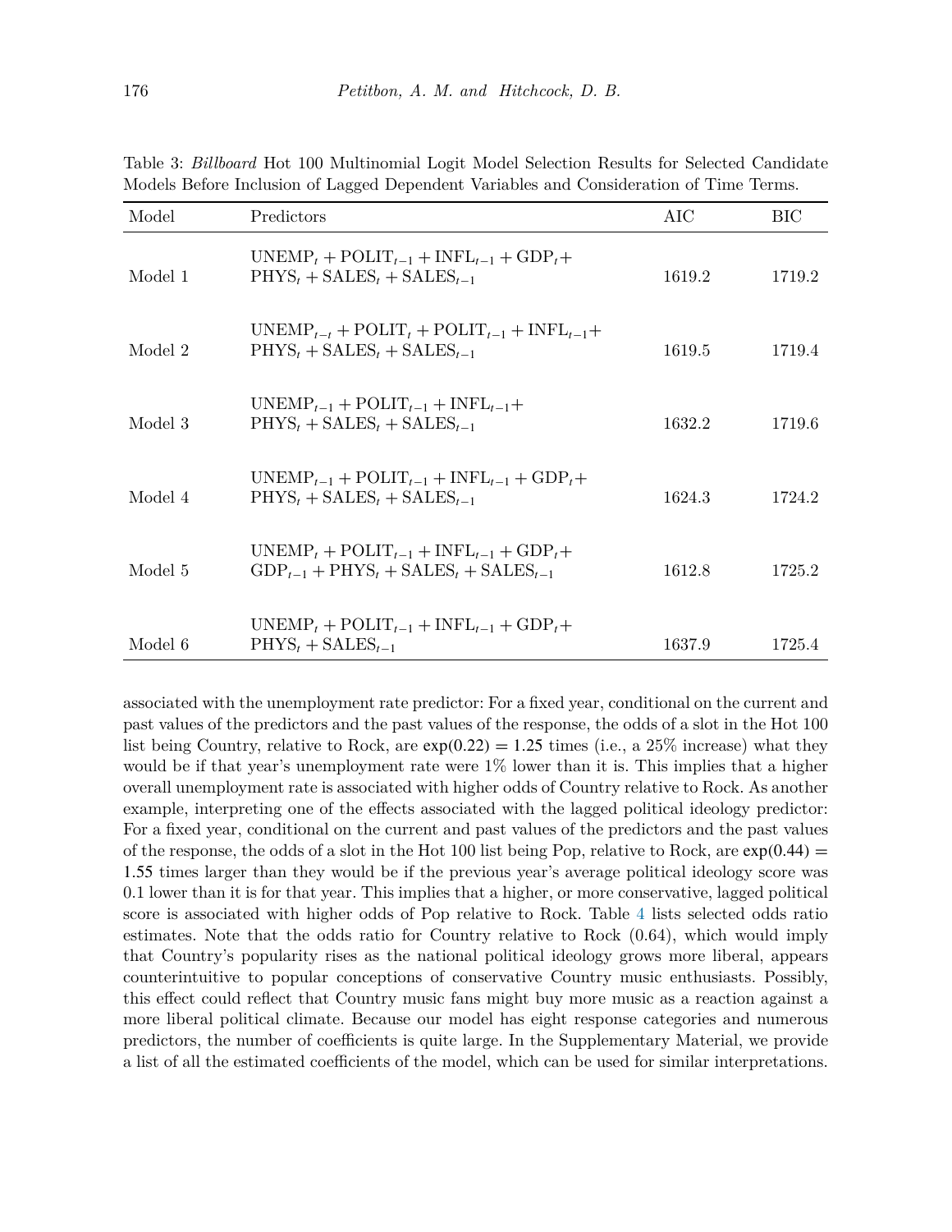Table 3: *Billboard* Hot 100 Multinomial Logit Model Selection Results for Selected Candidate Models Before Inclusion of Lagged Dependent Variables and Consideration of Time Terms.

| Model | Predictors | AIC | BIC |
|---|---|---|---|
| Model 1 | $\text{UNEMP}_t + \text{POLIT}_{t-1} + \text{INFL}_{t-1} + \text{GDP}_t + \text{PHYS}_t + \text{SALES}_t + \text{SALES}_{t-1}$ | 1619.2 | 1719.2 |
| Model 2 | $\text{UNEMP}_{t-t} + \text{POLIT}_t + \text{POLIT}_{t-1} + \text{INFL}_{t-1} + \text{PHYS}_t + \text{SALES}_t + \text{SALES}_{t-1}$ | 1619.5 | 1719.4 |
| Model 3 | $\text{UNEMP}_{t-1} + \text{POLIT}_{t-1} + \text{INFL}_{t-1} + \text{PHYS}_t + \text{SALES}_t + \text{SALES}_{t-1}$ | 1632.2 | 1719.6 |
| Model 4 | $\text{UNEMP}_{t-1} + \text{POLIT}_{t-1} + \text{INFL}_{t-1} + \text{GDP}_t + \text{PHYS}_t + \text{SALES}_t + \text{SALES}_{t-1}$ | 1624.3 | 1724.2 |
| Model 5 | $\text{UNEMP}_t + \text{POLIT}_{t-1} + \text{INFL}_{t-1} + \text{GDP}_t + \text{GDP}_{t-1} + \text{PHYS}_t + \text{SALES}_t + \text{SALES}_{t-1}$ | 1612.8 | 1725.2 |
| Model 6 | $\text{UNEMP}_t + \text{POLIT}_{t-1} + \text{INFL}_{t-1} + \text{GDP}_t + \text{PHYS}_t + \text{SALES}_{t-1}$ | 1637.9 | 1725.4 |

associated with the unemployment rate predictor: For a fixed year, conditional on the current and past values of the predictors and the past values of the response, the odds of a slot in the Hot 100 list being Country, relative to Rock, are $\exp(0.22) = 1.25$ times (i.e., a 25% increase) what they would be if that year's unemployment rate were 1% lower than it is. This implies that a higher overall unemployment rate is associated with higher odds of Country relative to Rock. As another example, interpreting one of the effects associated with the lagged political ideology predictor: For a fixed year, conditional on the current and past values of the predictors and the past values of the response, the odds of a slot in the Hot 100 list being Pop, relative to Rock, are $\exp(0.44) = 1.55$ times larger than they would be if the previous year's average political ideology score was 0.1 lower than it is for that year. This implies that a higher, or more conservative, lagged political score is associated with higher odds of Pop relative to Rock. Table 4 lists selected odds ratio estimates. Note that the odds ratio for Country relative to Rock (0.64), which would imply that Country's popularity rises as the national political ideology grows more liberal, appears counterintuitive to popular conceptions of conservative Country music enthusiasts. Possibly, this effect could reflect that Country music fans might buy more music as a reaction against a more liberal political climate. Because our model has eight response categories and numerous predictors, the number of coefficients is quite large. In the Supplementary Material, we provide a list of all the estimated coefficients of the model, which can be used for similar interpretations.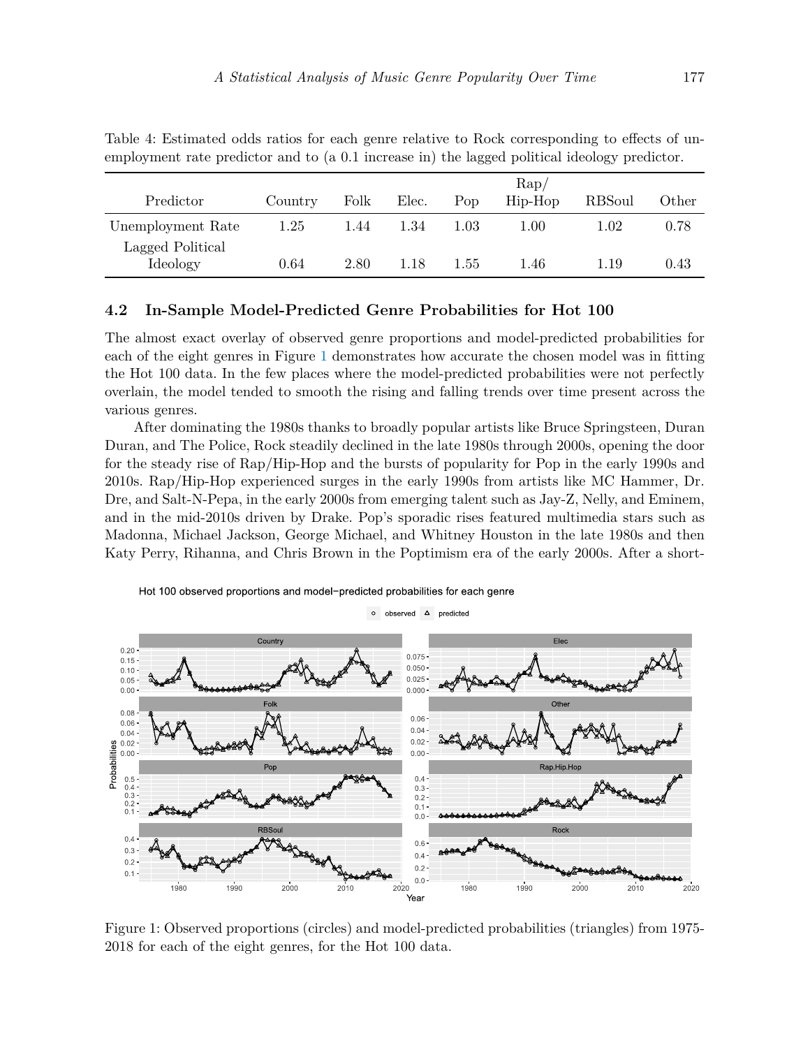Table 4: Estimated odds ratios for each genre relative to Rock corresponding to effects of unemployment rate predictor and to (a 0.1 increase in) the lagged political ideology predictor.

| Predictor | Country | Folk | Elec. | Pop | Rap/ Hip-Hop | RBSoul | Other |
|---|---|---|---|---|---|---|---|
| Unemployment Rate | 1.25 | 1.44 | 1.34 | 1.03 | 1.00 | 1.02 | 0.78 |
| Lagged Political Ideology | 0.64 | 2.80 | 1.18 | 1.55 | 1.46 | 1.19 | 0.43 |

## 4.2 In-Sample Model-Predicted Genre Probabilities for Hot 100

The almost exact overlay of observed genre proportions and model-predicted probabilities for each of the eight genres in Figure 1 demonstrates how accurate the chosen model was in fitting the Hot 100 data. In the few places where the model-predicted probabilities were not perfectly overlain, the model tended to smooth the rising and falling trends over time present across the various genres.

After dominating the 1980s thanks to broadly popular artists like Bruce Springsteen, Duran Duran, and The Police, Rock steadily declined in the late 1980s through 2000s, opening the door for the steady rise of Rap/Hip-Hop and the bursts of popularity for Pop in the early 1990s and 2010s. Rap/Hip-Hop experienced surges in the early 1990s from artists like MC Hammer, Dr. Dre, and Salt-N-Pepa, in the early 2000s from emerging talent such as Jay-Z, Nelly, and Eminem, and in the mid-2010s driven by Drake. Pop's sporadic rises featured multimedia stars such as Madonna, Michael Jackson, George Michael, and Whitney Houston in the late 1980s and then Katy Perry, Rihanna, and Chris Brown in the Poptimism era of the early 2000s. After a short-

Figure 1: Observed proportions (circles) and model-predicted probabilities (triangles) from 1975-2018 for each of the eight genres, for the Hot 100 data.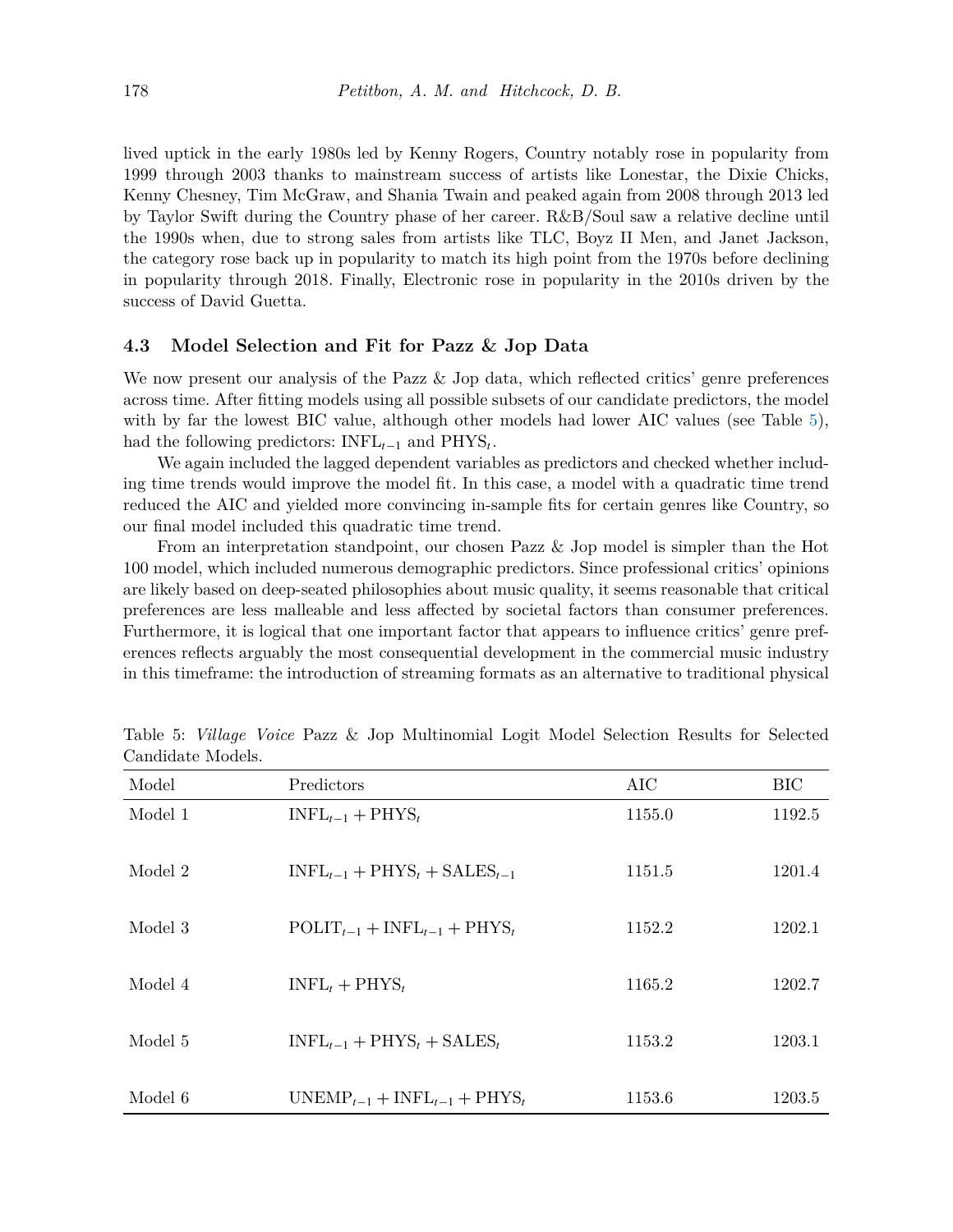lived uptick in the early 1980s led by Kenny Rogers, Country notably rose in popularity from 1999 through 2003 thanks to mainstream success of artists like Lonestar, the Dixie Chicks, Kenny Chesney, Tim McGraw, and Shania Twain and peaked again from 2008 through 2013 led by Taylor Swift during the Country phase of her career. R&B/Soul saw a relative decline until the 1990s when, due to strong sales from artists like TLC, Boyz II Men, and Janet Jackson, the category rose back up in popularity to match its high point from the 1970s before declining in popularity through 2018. Finally, Electronic rose in popularity in the 2010s driven by the success of David Guetta.

### 4.3 Model Selection and Fit for Pazz & Jop Data

We now present our analysis of the Pazz & Jop data, which reflected critics' genre preferences across time. After fitting models using all possible subsets of our candidate predictors, the model with by far the lowest BIC value, although other models had lower AIC values (see Table 5), had the following predictors: $\text{INFL}_{t-1}$ and $\text{PHYS}_t$.

We again included the lagged dependent variables as predictors and checked whether including time trends would improve the model fit. In this case, a model with a quadratic time trend reduced the AIC and yielded more convincing in-sample fits for certain genres like Country, so our final model included this quadratic time trend.

From an interpretation standpoint, our chosen Pazz & Jop model is simpler than the Hot 100 model, which included numerous demographic predictors. Since professional critics' opinions are likely based on deep-seated philosophies about music quality, it seems reasonable that critical preferences are less malleable and less affected by societal factors than consumer preferences. Furthermore, it is logical that one important factor that appears to influence critics' genre preferences reflects arguably the most consequential development in the commercial music industry in this timeframe: the introduction of streaming formats as an alternative to traditional physical

Table 5: *Village Voice* Pazz & Jop Multinomial Logit Model Selection Results for Selected Candidate Models.

| Model | Predictors | AIC | BIC |
|---|---|---|---|
| Model 1 | $\text{INFL}_{t-1} + \text{PHYS}_t$ | 1155.0 | 1192.5 |
| Model 2 | $\text{INFL}_{t-1} + \text{PHYS}_t + \text{SALES}_{t-1}$ | 1151.5 | 1201.4 |
| Model 3 | $\text{POLIT}_{t-1} + \text{INFL}_{t-1} + \text{PHYS}_t$ | 1152.2 | 1202.1 |
| Model 4 | $\text{INFL}_t + \text{PHYS}_t$ | 1165.2 | 1202.7 |
| Model 5 | $\text{INFL}_{t-1} + \text{PHYS}_t + \text{SALES}_t$ | 1153.2 | 1203.1 |
| Model 6 | $\text{UNEMP}_{t-1} + \text{INFL}_{t-1} + \text{PHYS}_t$ | 1153.6 | 1203.5 |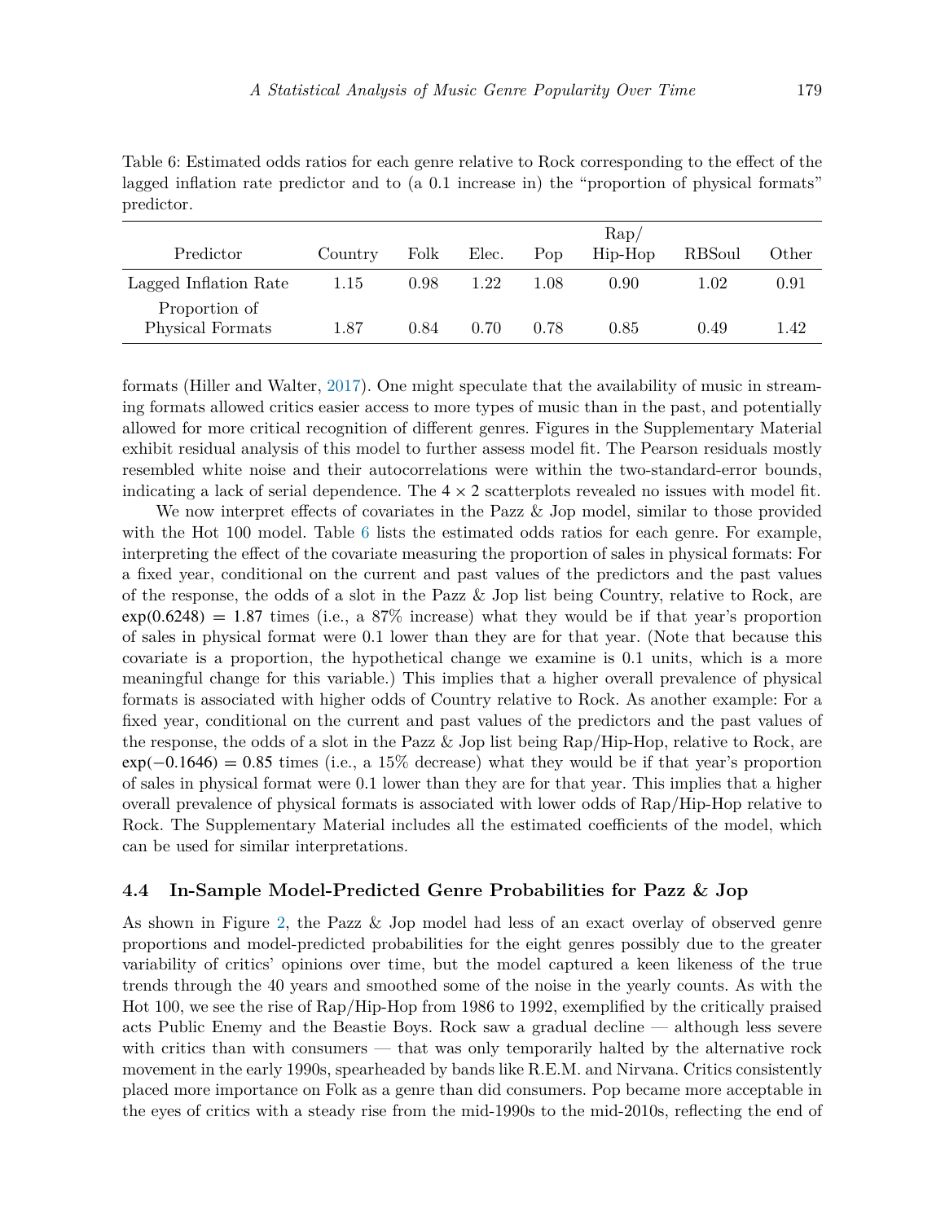Table 6: Estimated odds ratios for each genre relative to Rock corresponding to the effect of the lagged inflation rate predictor and to (a 0.1 increase in) the "proportion of physical formats" predictor.

| Predictor | Country | Folk | Elec. | Pop | Rap/ Hip-Hop | RBSoul | Other |
|---|---|---|---|---|---|---|---|
| Lagged Inflation Rate | 1.15 | 0.98 | 1.22 | 1.08 | 0.90 | 1.02 | 0.91 |
| Proportion of Physical Formats | 1.87 | 0.84 | 0.70 | 0.78 | 0.85 | 0.49 | 1.42 |

formats (Hiller and Walter, 2017). One might speculate that the availability of music in streaming formats allowed critics easier access to more types of music than in the past, and potentially allowed for more critical recognition of different genres. Figures in the Supplementary Material exhibit residual analysis of this model to further assess model fit. The Pearson residuals mostly resembled white noise and their autocorrelations were within the two-standard-error bounds, indicating a lack of serial dependence. The $4 \times 2$ scatterplots revealed no issues with model fit.

We now interpret effects of covariates in the Pazz & Jop model, similar to those provided with the Hot 100 model. Table 6 lists the estimated odds ratios for each genre. For example, interpreting the effect of the covariate measuring the proportion of sales in physical formats: For a fixed year, conditional on the current and past values of the predictors and the past values of the response, the odds of a slot in the Pazz & Jop list being Country, relative to Rock, are $\exp(0.6248) = 1.87$ times (i.e., a 87% increase) what they would be if that year's proportion of sales in physical format were 0.1 lower than they are for that year. (Note that because this covariate is a proportion, the hypothetical change we examine is 0.1 units, which is a more meaningful change for this variable.) This implies that a higher overall prevalence of physical formats is associated with higher odds of Country relative to Rock. As another example: For a fixed year, conditional on the current and past values of the predictors and the past values of the response, the odds of a slot in the Pazz & Jop list being Rap/Hip-Hop, relative to Rock, are $\exp(-0.1646) = 0.85$ times (i.e., a 15% decrease) what they would be if that year's proportion of sales in physical format were 0.1 lower than they are for that year. This implies that a higher overall prevalence of physical formats is associated with lower odds of Rap/Hip-Hop relative to Rock. The Supplementary Material includes all the estimated coefficients of the model, which can be used for similar interpretations.

### 4.4 In-Sample Model-Predicted Genre Probabilities for Pazz & Jop

As shown in Figure 2, the Pazz & Jop model had less of an exact overlay of observed genre proportions and model-predicted probabilities for the eight genres possibly due to the greater variability of critics' opinions over time, but the model captured a keen likeness of the true trends through the 40 years and smoothed some of the noise in the yearly counts. As with the Hot 100, we see the rise of Rap/Hip-Hop from 1986 to 1992, exemplified by the critically praised acts Public Enemy and the Beastie Boys. Rock saw a gradual decline — although less severe with critics than with consumers — that was only temporarily halted by the alternative rock movement in the early 1990s, spearheaded by bands like R.E.M. and Nirvana. Critics consistently placed more importance on Folk as a genre than did consumers. Pop became more acceptable in the eyes of critics with a steady rise from the mid-1990s to the mid-2010s, reflecting the end of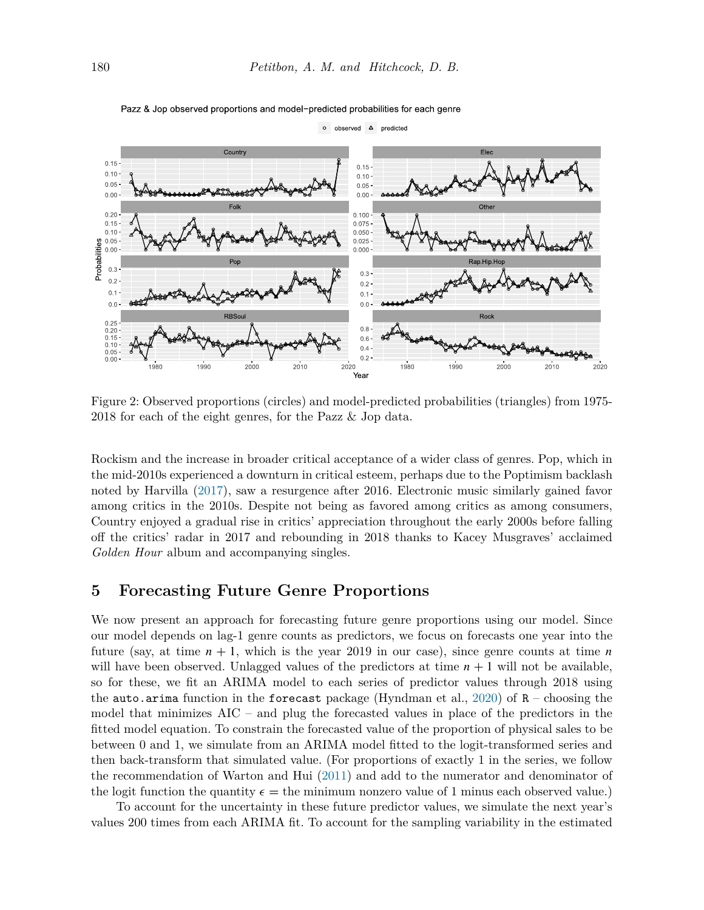Figure 2: Observed proportions (circles) and model-predicted probabilities (triangles) from 1975-2018 for each of the eight genres, for the Pazz & Jop data.

Rockism and the increase in broader critical acceptance of a wider class of genres. Pop, which in the mid-2010s experienced a downturn in critical esteem, perhaps due to the Poptimism backlash noted by Harvilla (2017), saw a resurgence after 2016. Electronic music similarly gained favor among critics in the 2010s. Despite not being as favored among critics as among consumers, Country enjoyed a gradual rise in critics' appreciation throughout the early 2000s before falling off the critics' radar in 2017 and rebounding in 2018 thanks to Kacey Musgraves' acclaimed *Golden Hour* album and accompanying singles.

## 5 Forecasting Future Genre Proportions

We now present an approach for forecasting future genre proportions using our model. Since our model depends on lag-1 genre counts as predictors, we focus on forecasts one year into the future (say, at time $n + 1$, which is the year 2019 in our case), since genre counts at time $n$ will have been observed. Unlagged values of the predictors at time $n + 1$ will not be available, so for these, we fit an ARIMA model to each series of predictor values through 2018 using the `auto.arima` function in the `forecast` package (Hyndman et al., 2020) of `R` – choosing the model that minimizes AIC – and plug the forecasted values in place of the predictors in the fitted model equation. To constrain the forecasted value of the proportion of physical sales to be between 0 and 1, we simulate from an ARIMA model fitted to the logit-transformed series and then back-transform that simulated value. (For proportions of exactly 1 in the series, we follow the recommendation of Warton and Hui (2011) and add to the numerator and denominator of the logit function the quantity $\epsilon$ = the minimum nonzero value of 1 minus each observed value.)

To account for the uncertainty in these future predictor values, we simulate the next year's values 200 times from each ARIMA fit. To account for the sampling variability in the estimated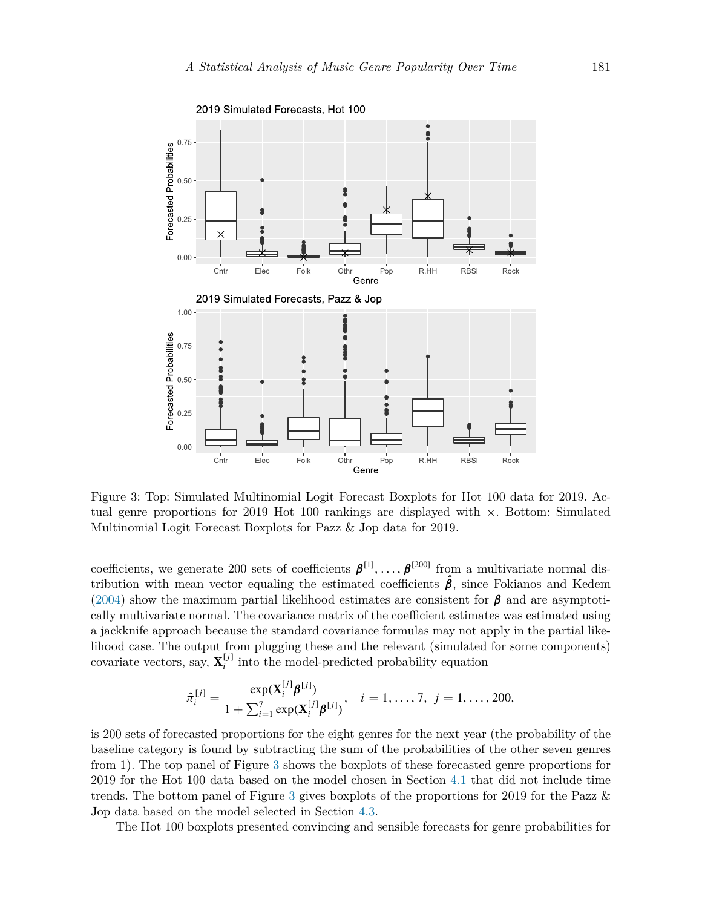Figure 3: Top: Simulated Multinomial Logit Forecast Boxplots for Hot 100 data for 2019. Actual genre proportions for 2019 Hot 100 rankings are displayed with $\times$. Bottom: Simulated Multinomial Logit Forecast Boxplots for Pazz & Jop data for 2019.

coefficients, we generate 200 sets of coefficients $\boldsymbol{\beta}^{[1]}, \ldots, \boldsymbol{\beta}^{[200]}$ from a multivariate normal distribution with mean vector equaling the estimated coefficients $\hat{\boldsymbol{\beta}}$, since Fokianos and Kedem (2004) show the maximum partial likelihood estimates are consistent for $\boldsymbol{\beta}$ and are asymptotically multivariate normal. The covariance matrix of the coefficient estimates was estimated using a jackknife approach because the standard covariance formulas may not apply in the partial likelihood case. The output from plugging these and the relevant (simulated for some components) covariate vectors, say, $\mathbf{X}_i^{[j]}$ into the model-predicted probability equation

$$\hat{\pi}_i^{[j]} = \frac{\exp(\mathbf{X}_i^{[j]}\boldsymbol{\beta}^{[j]})}{1 + \sum_{i=1}^{7} \exp(\mathbf{X}_i^{[j]}\boldsymbol{\beta}^{[j]})}, \quad i = 1, \ldots, 7, \;\; j = 1, \ldots, 200,$$

is 200 sets of forecasted proportions for the eight genres for the next year (the probability of the baseline category is found by subtracting the sum of the probabilities of the other seven genres from 1). The top panel of Figure 3 shows the boxplots of these forecasted genre proportions for 2019 for the Hot 100 data based on the model chosen in Section 4.1 that did not include time trends. The bottom panel of Figure 3 gives boxplots of the proportions for 2019 for the Pazz & Jop data based on the model selected in Section 4.3.

The Hot 100 boxplots presented convincing and sensible forecasts for genre probabilities for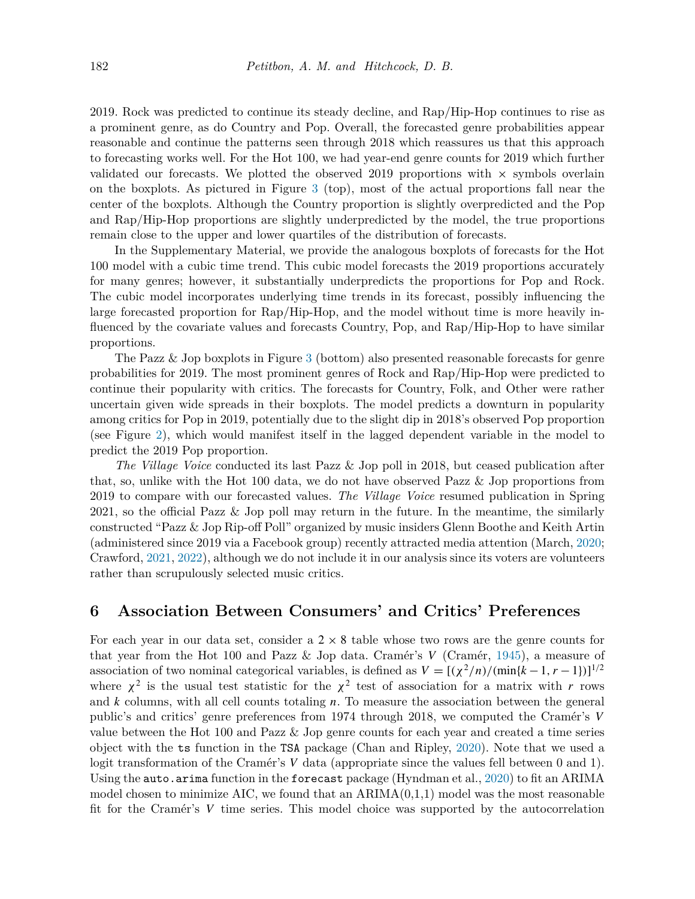2019. Rock was predicted to continue its steady decline, and Rap/Hip-Hop continues to rise as a prominent genre, as do Country and Pop. Overall, the forecasted genre probabilities appear reasonable and continue the patterns seen through 2018 which reassures us that this approach to forecasting works well. For the Hot 100, we had year-end genre counts for 2019 which further validated our forecasts. We plotted the observed 2019 proportions with × symbols overlain on the boxplots. As pictured in Figure 3 (top), most of the actual proportions fall near the center of the boxplots. Although the Country proportion is slightly overpredicted and the Pop and Rap/Hip-Hop proportions are slightly underpredicted by the model, the true proportions remain close to the upper and lower quartiles of the distribution of forecasts.

In the Supplementary Material, we provide the analogous boxplots of forecasts for the Hot 100 model with a cubic time trend. This cubic model forecasts the 2019 proportions accurately for many genres; however, it substantially underpredicts the proportions for Pop and Rock. The cubic model incorporates underlying time trends in its forecast, possibly influencing the large forecasted proportion for Rap/Hip-Hop, and the model without time is more heavily influenced by the covariate values and forecasts Country, Pop, and Rap/Hip-Hop to have similar proportions.

The Pazz & Jop boxplots in Figure 3 (bottom) also presented reasonable forecasts for genre probabilities for 2019. The most prominent genres of Rock and Rap/Hip-Hop were predicted to continue their popularity with critics. The forecasts for Country, Folk, and Other were rather uncertain given wide spreads in their boxplots. The model predicts a downturn in popularity among critics for Pop in 2019, potentially due to the slight dip in 2018's observed Pop proportion (see Figure 2), which would manifest itself in the lagged dependent variable in the model to predict the 2019 Pop proportion.

*The Village Voice* conducted its last Pazz & Jop poll in 2018, but ceased publication after that, so, unlike with the Hot 100 data, we do not have observed Pazz & Jop proportions from 2019 to compare with our forecasted values. *The Village Voice* resumed publication in Spring 2021, so the official Pazz & Jop poll may return in the future. In the meantime, the similarly constructed "Pazz & Jop Rip-off Poll" organized by music insiders Glenn Boothe and Keith Artin (administered since 2019 via a Facebook group) recently attracted media attention (March, 2020; Crawford, 2021, 2022), although we do not include it in our analysis since its voters are volunteers rather than scrupulously selected music critics.

## 6 Association Between Consumers' and Critics' Preferences

For each year in our data set, consider a $2 \times 8$ table whose two rows are the genre counts for that year from the Hot 100 and Pazz & Jop data. Cramér's $V$ (Cramér, 1945), a measure of association of two nominal categorical variables, is defined as $V = [(\chi^2/n)/(\min\{k-1, r-1\})]^{1/2}$ where $\chi^2$ is the usual test statistic for the $\chi^2$ test of association for a matrix with $r$ rows and $k$ columns, with all cell counts totaling $n$. To measure the association between the general public's and critics' genre preferences from 1974 through 2018, we computed the Cramér's $V$ value between the Hot 100 and Pazz & Jop genre counts for each year and created a time series object with the `ts` function in the `TSA` package (Chan and Ripley, 2020). Note that we used a logit transformation of the Cramér's $V$ data (appropriate since the values fell between 0 and 1). Using the `auto.arima` function in the `forecast` package (Hyndman et al., 2020) to fit an ARIMA model chosen to minimize AIC, we found that an ARIMA(0,1,1) model was the most reasonable fit for the Cramér's $V$ time series. This model choice was supported by the autocorrelation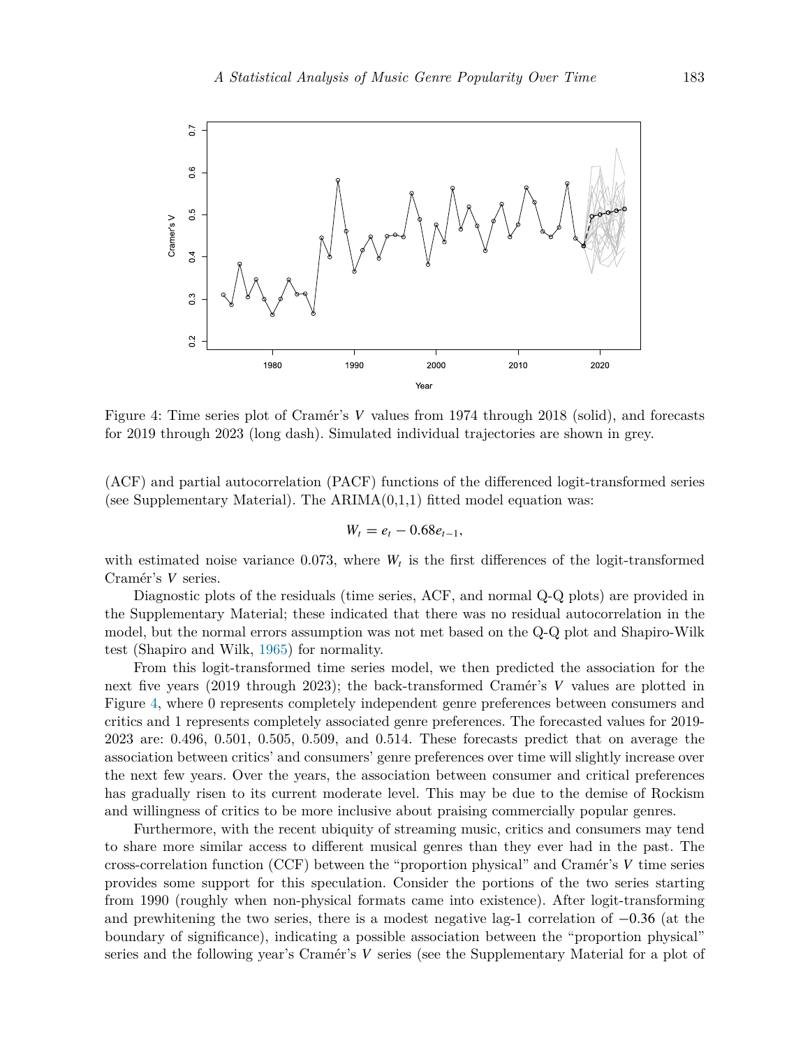Figure 4: Time series plot of Cramér's $V$ values from 1974 through 2018 (solid), and forecasts for 2019 through 2023 (long dash). Simulated individual trajectories are shown in grey.

(ACF) and partial autocorrelation (PACF) functions of the differenced logit-transformed series (see Supplementary Material). The ARIMA(0,1,1) fitted model equation was:

$$W_t = e_t - 0.68e_{t-1},$$

with estimated noise variance 0.073, where $W_t$ is the first differences of the logit-transformed Cramér's $V$ series.

Diagnostic plots of the residuals (time series, ACF, and normal Q-Q plots) are provided in the Supplementary Material; these indicated that there was no residual autocorrelation in the model, but the normal errors assumption was not met based on the Q-Q plot and Shapiro-Wilk test (Shapiro and Wilk, 1965) for normality.

From this logit-transformed time series model, we then predicted the association for the next five years (2019 through 2023); the back-transformed Cramér's $V$ values are plotted in Figure 4, where 0 represents completely independent genre preferences between consumers and critics and 1 represents completely associated genre preferences. The forecasted values for 2019-2023 are: 0.496, 0.501, 0.505, 0.509, and 0.514. These forecasts predict that on average the association between critics' and consumers' genre preferences over time will slightly increase over the next few years. Over the years, the association between consumer and critical preferences has gradually risen to its current moderate level. This may be due to the demise of Rockism and willingness of critics to be more inclusive about praising commercially popular genres.

Furthermore, with the recent ubiquity of streaming music, critics and consumers may tend to share more similar access to different musical genres than they ever had in the past. The cross-correlation function (CCF) between the "proportion physical" and Cramér's $V$ time series provides some support for this speculation. Consider the portions of the two series starting from 1990 (roughly when non-physical formats came into existence). After logit-transforming and prewhitening the two series, there is a modest negative lag-1 correlation of $-0.36$ (at the boundary of significance), indicating a possible association between the "proportion physical" series and the following year's Cramér's $V$ series (see the Supplementary Material for a plot of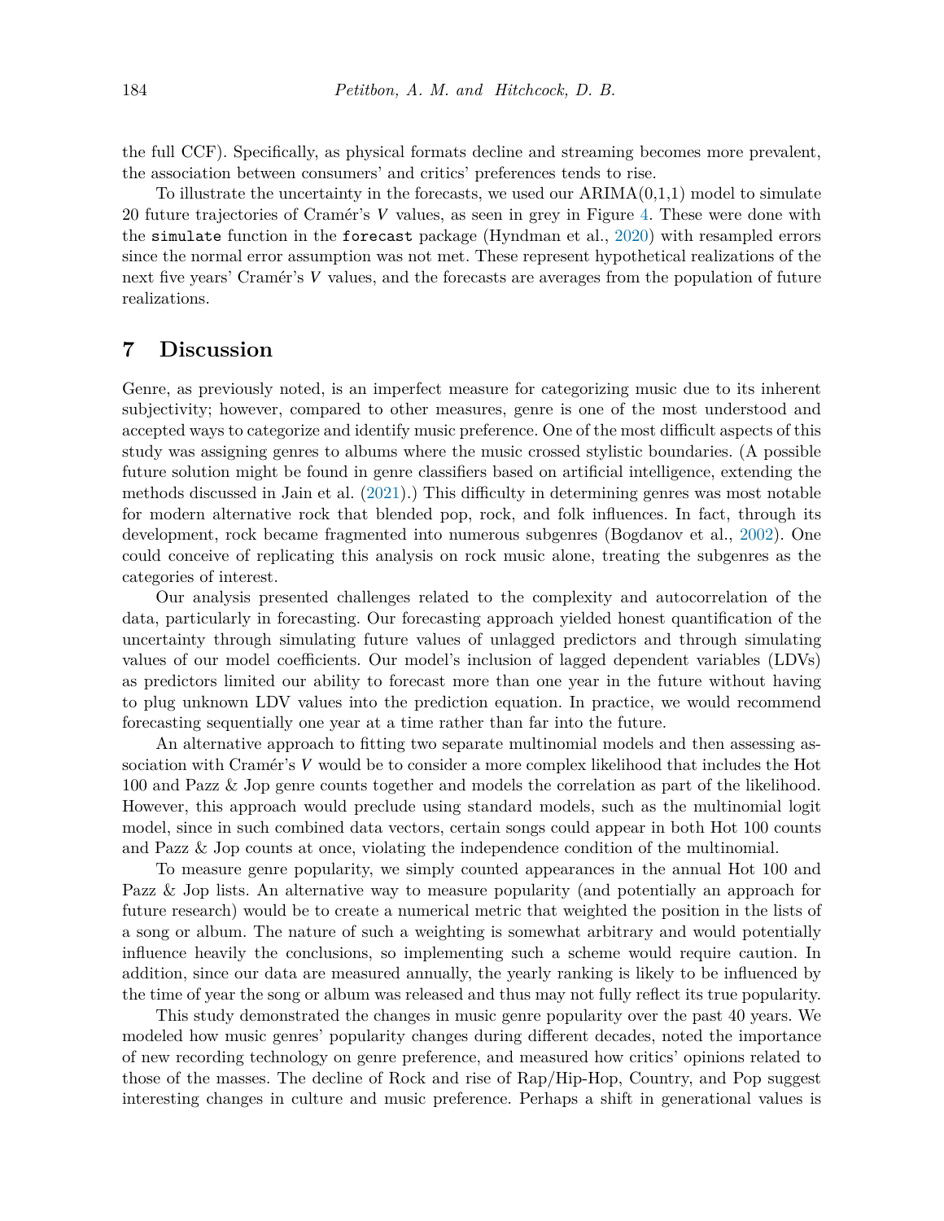the full CCF). Specifically, as physical formats decline and streaming becomes more prevalent, the association between consumers' and critics' preferences tends to rise.

To illustrate the uncertainty in the forecasts, we used our ARIMA(0,1,1) model to simulate 20 future trajectories of Cramér's $V$ values, as seen in grey in Figure 4. These were done with the `simulate` function in the `forecast` package (Hyndman et al., 2020) with resampled errors since the normal error assumption was not met. These represent hypothetical realizations of the next five years' Cramér's $V$ values, and the forecasts are averages from the population of future realizations.

## 7 Discussion

Genre, as previously noted, is an imperfect measure for categorizing music due to its inherent subjectivity; however, compared to other measures, genre is one of the most understood and accepted ways to categorize and identify music preference. One of the most difficult aspects of this study was assigning genres to albums where the music crossed stylistic boundaries. (A possible future solution might be found in genre classifiers based on artificial intelligence, extending the methods discussed in Jain et al. (2021).) This difficulty in determining genres was most notable for modern alternative rock that blended pop, rock, and folk influences. In fact, through its development, rock became fragmented into numerous subgenres (Bogdanov et al., 2002). One could conceive of replicating this analysis on rock music alone, treating the subgenres as the categories of interest.

Our analysis presented challenges related to the complexity and autocorrelation of the data, particularly in forecasting. Our forecasting approach yielded honest quantification of the uncertainty through simulating future values of unlagged predictors and through simulating values of our model coefficients. Our model's inclusion of lagged dependent variables (LDVs) as predictors limited our ability to forecast more than one year in the future without having to plug unknown LDV values into the prediction equation. In practice, we would recommend forecasting sequentially one year at a time rather than far into the future.

An alternative approach to fitting two separate multinomial models and then assessing association with Cramér's $V$ would be to consider a more complex likelihood that includes the Hot 100 and Pazz & Jop genre counts together and models the correlation as part of the likelihood. However, this approach would preclude using standard models, such as the multinomial logit model, since in such combined data vectors, certain songs could appear in both Hot 100 counts and Pazz & Jop counts at once, violating the independence condition of the multinomial.

To measure genre popularity, we simply counted appearances in the annual Hot 100 and Pazz & Jop lists. An alternative way to measure popularity (and potentially an approach for future research) would be to create a numerical metric that weighted the position in the lists of a song or album. The nature of such a weighting is somewhat arbitrary and would potentially influence heavily the conclusions, so implementing such a scheme would require caution. In addition, since our data are measured annually, the yearly ranking is likely to be influenced by the time of year the song or album was released and thus may not fully reflect its true popularity.

This study demonstrated the changes in music genre popularity over the past 40 years. We modeled how music genres' popularity changes during different decades, noted the importance of new recording technology on genre preference, and measured how critics' opinions related to those of the masses. The decline of Rock and rise of Rap/Hip-Hop, Country, and Pop suggest interesting changes in culture and music preference. Perhaps a shift in generational values is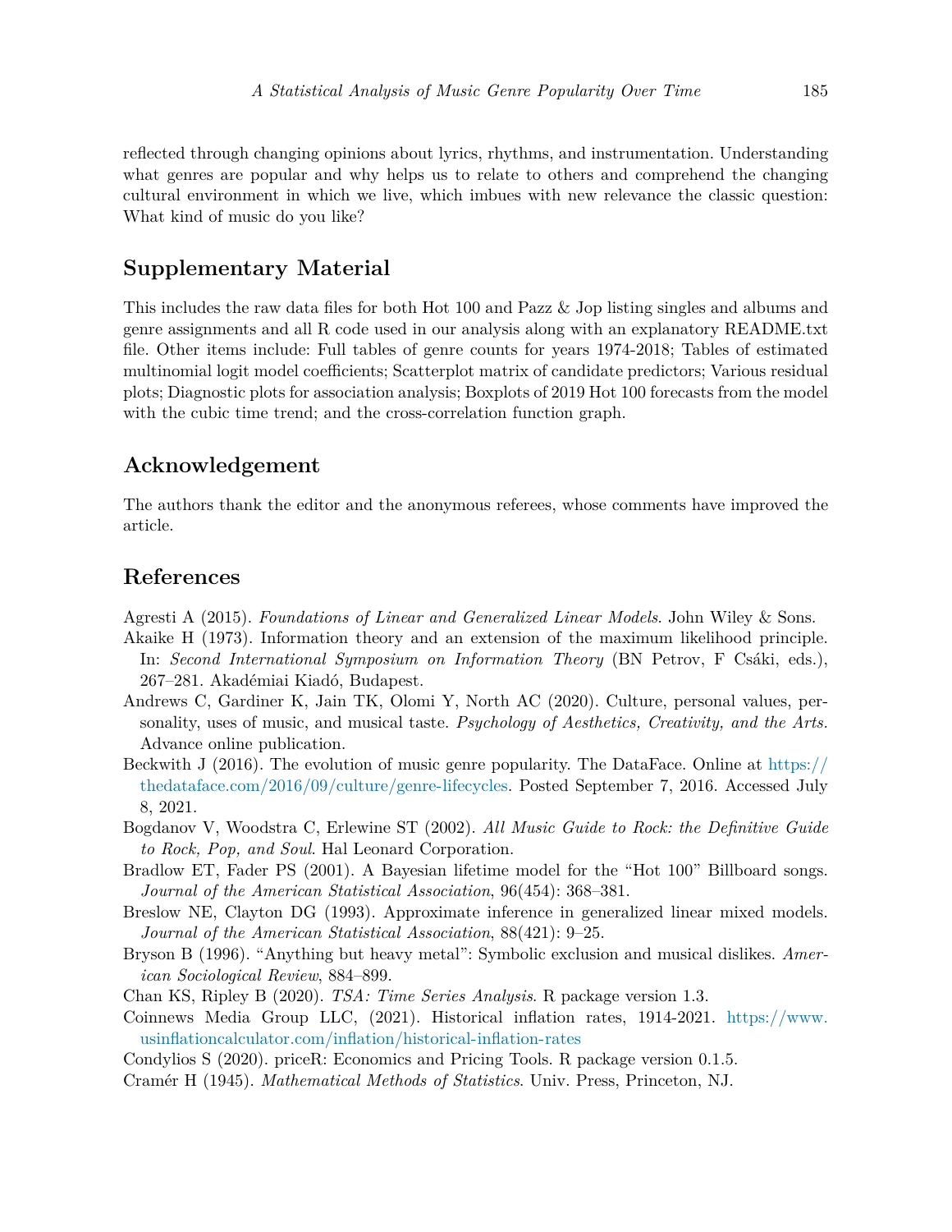reflected through changing opinions about lyrics, rhythms, and instrumentation. Understanding what genres are popular and why helps us to relate to others and comprehend the changing cultural environment in which we live, which imbues with new relevance the classic question: What kind of music do you like?

## Supplementary Material

This includes the raw data files for both Hot 100 and Pazz & Jop listing singles and albums and genre assignments and all R code used in our analysis along with an explanatory README.txt file. Other items include: Full tables of genre counts for years 1974-2018; Tables of estimated multinomial logit model coefficients; Scatterplot matrix of candidate predictors; Various residual plots; Diagnostic plots for association analysis; Boxplots of 2019 Hot 100 forecasts from the model with the cubic time trend; and the cross-correlation function graph.

## Acknowledgement

The authors thank the editor and the anonymous referees, whose comments have improved the article.

## References

Agresti A (2015). *Foundations of Linear and Generalized Linear Models*. John Wiley & Sons.

Akaike H (1973). Information theory and an extension of the maximum likelihood principle. In: *Second International Symposium on Information Theory* (BN Petrov, F Csáki, eds.), 267–281. Akadémiai Kiadó, Budapest.

Andrews C, Gardiner K, Jain TK, Olomi Y, North AC (2020). Culture, personal values, personality, uses of music, and musical taste. *Psychology of Aesthetics, Creativity, and the Arts.* Advance online publication.

Beckwith J (2016). The evolution of music genre popularity. The DataFace. Online at https://thedataface.com/2016/09/culture/genre-lifecycles. Posted September 7, 2016. Accessed July 8, 2021.

Bogdanov V, Woodstra C, Erlewine ST (2002). *All Music Guide to Rock: the Definitive Guide to Rock, Pop, and Soul*. Hal Leonard Corporation.

Bradlow ET, Fader PS (2001). A Bayesian lifetime model for the "Hot 100" Billboard songs. *Journal of the American Statistical Association*, 96(454): 368–381.

Breslow NE, Clayton DG (1993). Approximate inference in generalized linear mixed models. *Journal of the American Statistical Association*, 88(421): 9–25.

Bryson B (1996). "Anything but heavy metal": Symbolic exclusion and musical dislikes. *American Sociological Review*, 884–899.

Chan KS, Ripley B (2020). *TSA: Time Series Analysis*. R package version 1.3.

Coinnews Media Group LLC, (2021). Historical inflation rates, 1914-2021. https://www.usinflationcalculator.com/inflation/historical-inflation-rates

Condylios S (2020). priceR: Economics and Pricing Tools. R package version 0.1.5.

Cramér H (1945). *Mathematical Methods of Statistics*. Univ. Press, Princeton, NJ.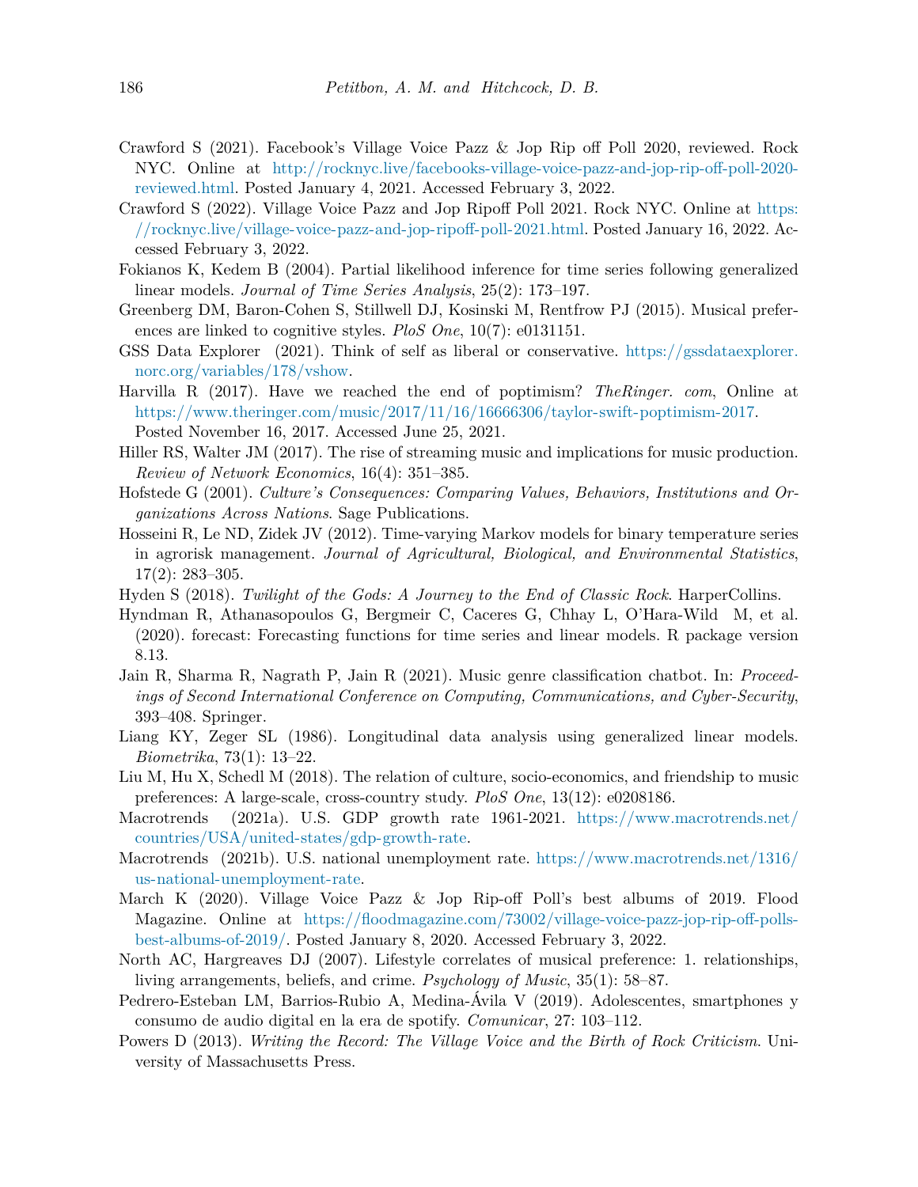Crawford S (2021). Facebook's Village Voice Pazz & Jop Rip off Poll 2020, reviewed. Rock NYC. Online at http://rocknyc.live/facebooks-village-voice-pazz-and-jop-rip-off-poll-2020-reviewed.html. Posted January 4, 2021. Accessed February 3, 2022.

Crawford S (2022). Village Voice Pazz and Jop Ripoff Poll 2021. Rock NYC. Online at https://rocknyc.live/village-voice-pazz-and-jop-ripoff-poll-2021.html. Posted January 16, 2022. Accessed February 3, 2022.

Fokianos K, Kedem B (2004). Partial likelihood inference for time series following generalized linear models. *Journal of Time Series Analysis*, 25(2): 173–197.

Greenberg DM, Baron-Cohen S, Stillwell DJ, Kosinski M, Rentfrow PJ (2015). Musical preferences are linked to cognitive styles. *PloS One*, 10(7): e0131151.

GSS Data Explorer (2021). Think of self as liberal or conservative. https://gssdataexplorer.norc.org/variables/178/vshow.

Harvilla R (2017). Have we reached the end of poptimism? *TheRinger. com*, Online at https://www.theringer.com/music/2017/11/16/16666306/taylor-swift-poptimism-2017. Posted November 16, 2017. Accessed June 25, 2021.

Hiller RS, Walter JM (2017). The rise of streaming music and implications for music production. *Review of Network Economics*, 16(4): 351–385.

Hofstede G (2001). *Culture's Consequences: Comparing Values, Behaviors, Institutions and Organizations Across Nations*. Sage Publications.

Hosseini R, Le ND, Zidek JV (2012). Time-varying Markov models for binary temperature series in agrorisk management. *Journal of Agricultural, Biological, and Environmental Statistics*, 17(2): 283–305.

Hyden S (2018). *Twilight of the Gods: A Journey to the End of Classic Rock*. HarperCollins.

Hyndman R, Athanasopoulos G, Bergmeir C, Caceres G, Chhay L, O'Hara-Wild M, et al. (2020). forecast: Forecasting functions for time series and linear models. R package version 8.13.

Jain R, Sharma R, Nagrath P, Jain R (2021). Music genre classification chatbot. In: *Proceedings of Second International Conference on Computing, Communications, and Cyber-Security*, 393–408. Springer.

Liang KY, Zeger SL (1986). Longitudinal data analysis using generalized linear models. *Biometrika*, 73(1): 13–22.

Liu M, Hu X, Schedl M (2018). The relation of culture, socio-economics, and friendship to music preferences: A large-scale, cross-country study. *PloS One*, 13(12): e0208186.

Macrotrends (2021a). U.S. GDP growth rate 1961-2021. https://www.macrotrends.net/countries/USA/united-states/gdp-growth-rate.

Macrotrends (2021b). U.S. national unemployment rate. https://www.macrotrends.net/1316/us-national-unemployment-rate.

March K (2020). Village Voice Pazz & Jop Rip-off Poll's best albums of 2019. Flood Magazine. Online at https://floodmagazine.com/73002/village-voice-pazz-jop-rip-off-polls-best-albums-of-2019/. Posted January 8, 2020. Accessed February 3, 2022.

North AC, Hargreaves DJ (2007). Lifestyle correlates of musical preference: 1. relationships, living arrangements, beliefs, and crime. *Psychology of Music*, 35(1): 58–87.

Pedrero-Esteban LM, Barrios-Rubio A, Medina-Ávila V (2019). Adolescentes, smartphones y consumo de audio digital en la era de spotify. *Comunicar*, 27: 103–112.

Powers D (2013). *Writing the Record: The Village Voice and the Birth of Rock Criticism*. University of Massachusetts Press.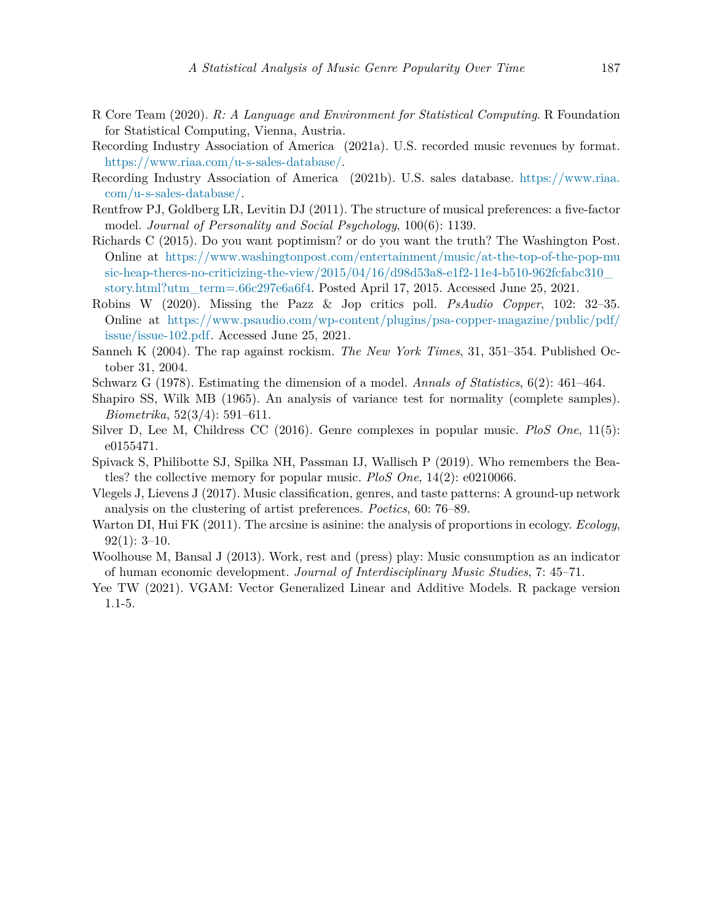R Core Team (2020). *R: A Language and Environment for Statistical Computing*. R Foundation for Statistical Computing, Vienna, Austria.

Recording Industry Association of America (2021a). U.S. recorded music revenues by format. https://www.riaa.com/u-s-sales-database/.

Recording Industry Association of America (2021b). U.S. sales database. https://www.riaa.com/u-s-sales-database/.

Rentfrow PJ, Goldberg LR, Levitin DJ (2011). The structure of musical preferences: a five-factor model. *Journal of Personality and Social Psychology*, 100(6): 1139.

Richards C (2015). Do you want poptimism? or do you want the truth? The Washington Post. Online at https://www.washingtonpost.com/entertainment/music/at-the-top-of-the-pop-music-heap-theres-no-criticizing-the-view/2015/04/16/d98d53a8-e1f2-11e4-b510-962fcfabc310_story.html?utm_term=.66c297e6a6f4. Posted April 17, 2015. Accessed June 25, 2021.

Robins W (2020). Missing the Pazz & Jop critics poll. *PsAudio Copper*, 102: 32–35. Online at https://www.psaudio.com/wp-content/plugins/psa-copper-magazine/public/pdf/issue/issue-102.pdf. Accessed June 25, 2021.

Sanneh K (2004). The rap against rockism. *The New York Times*, 31, 351–354. Published October 31, 2004.

Schwarz G (1978). Estimating the dimension of a model. *Annals of Statistics*, 6(2): 461–464.

Shapiro SS, Wilk MB (1965). An analysis of variance test for normality (complete samples). *Biometrika*, 52(3/4): 591–611.

Silver D, Lee M, Childress CC (2016). Genre complexes in popular music. *PloS One*, 11(5): e0155471.

Spivack S, Philibotte SJ, Spilka NH, Passman IJ, Wallisch P (2019). Who remembers the Beatles? the collective memory for popular music. *PloS One*, 14(2): e0210066.

Vlegels J, Lievens J (2017). Music classification, genres, and taste patterns: A ground-up network analysis on the clustering of artist preferences. *Poetics*, 60: 76–89.

Warton DI, Hui FK (2011). The arcsine is asinine: the analysis of proportions in ecology. *Ecology*, 92(1): 3–10.

Woolhouse M, Bansal J (2013). Work, rest and (press) play: Music consumption as an indicator of human economic development. *Journal of Interdisciplinary Music Studies*, 7: 45–71.

Yee TW (2021). VGAM: Vector Generalized Linear and Additive Models. R package version 1.1-5.